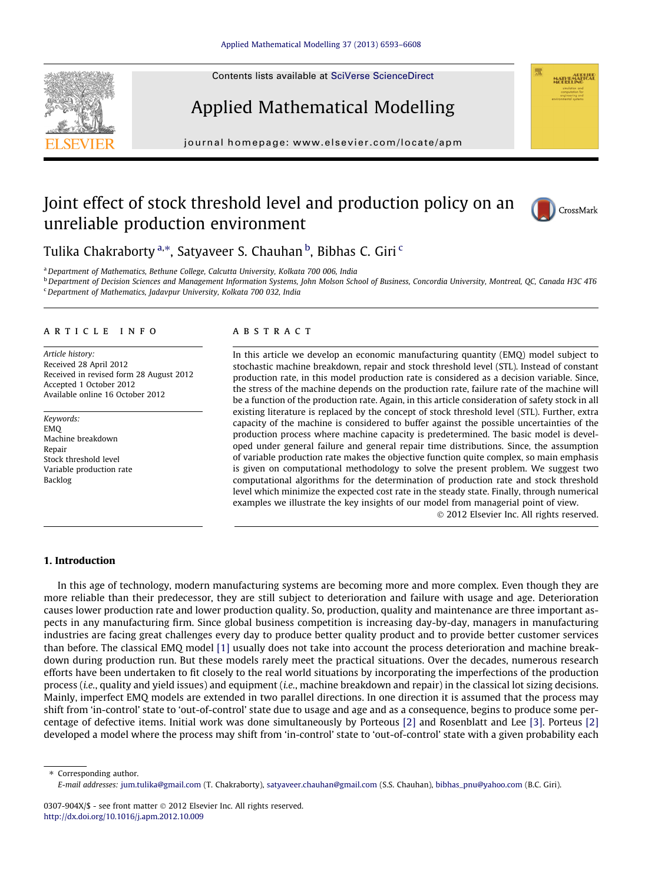Contents lists available at SciVerse ScienceDirect

# Applied Mathematical Modelling

journal homepage: www.elsevier.com/locate/apm

# Joint effect of stock threshold level and production policy on an unreliable production environment

Tulika Chakraborty [a,*], Satyaveer S. Chauhan [b], Bibhas C. Giri [c]

[a] Department of Mathematics, Bethune College, Calcutta University, Kolkata 700 006, India
[b] Department of Decision Sciences and Management Information Systems, John Molson School of Business, Concordia University, Montreal, QC, Canada H3C 4T6
[c] Department of Mathematics, Jadavpur University, Kolkata 700 032, India

## ARTICLE INFO

*Article history:*
Received 28 April 2012
Received in revised form 28 August 2012
Accepted 1 October 2012
Available online 16 October 2012

*Keywords:*
EMQ
Machine breakdown
Repair
Stock threshold level
Variable production rate
Backlog

## ABSTRACT

In this article we develop an economic manufacturing quantity (EMQ) model subject to stochastic machine breakdown, repair and stock threshold level (STL). Instead of constant production rate, in this model production rate is considered as a decision variable. Since, the stress of the machine depends on the production rate, failure rate of the machine will be a function of the production rate. Again, in this article consideration of safety stock in all existing literature is replaced by the concept of stock threshold level (STL). Further, extra capacity of the machine is considered to buffer against the possible uncertainties of the production process where machine capacity is predetermined. The basic model is developed under general failure and general repair time distributions. Since, the assumption of variable production rate makes the objective function quite complex, so main emphasis is given on computational methodology to solve the present problem. We suggest two computational algorithms for the determination of production rate and stock threshold level which minimize the expected cost rate in the steady state. Finally, through numerical examples we illustrate the key insights of our model from managerial point of view.

© 2012 Elsevier Inc. All rights reserved.

## 1. Introduction

In this age of technology, modern manufacturing systems are becoming more and more complex. Even though they are more reliable than their predecessor, they are still subject to deterioration and failure with usage and age. Deterioration causes lower production rate and lower production quality. So, production, quality and maintenance are three important aspects in any manufacturing firm. Since global business competition is increasing day-by-day, managers in manufacturing industries are facing great challenges every day to produce better quality product and to provide better customer services than before. The classical EMQ model [1] usually does not take into account the process deterioration and machine breakdown during production run. But these models rarely meet the practical situations. Over the decades, numerous research efforts have been undertaken to fit closely to the real world situations by incorporating the imperfections of the production process (*i.e.*, quality and yield issues) and equipment (*i.e.*, machine breakdown and repair) in the classical lot sizing decisions. Mainly, imperfect EMQ models are extended in two parallel directions. In one direction it is assumed that the process may shift from 'in-control' state to 'out-of-control' state due to usage and age and as a consequence, begins to produce some percentage of defective items. Initial work was done simultaneously by Porteous [2] and Rosenblatt and Lee [3]. Porteus [2] developed a model where the process may shift from 'in-control' state to 'out-of-control' state with a given probability each

---

* Corresponding author.
*E-mail addresses:* jum.tulika@gmail.com (T. Chakraborty), satyaveer.chauhan@gmail.com (S.S. Chauhan), bibhas_pnu@yahoo.com (B.C. Giri).

0307-904X/$ - see front matter © 2012 Elsevier Inc. All rights reserved.
http://dx.doi.org/10.1016/j.apm.2012.10.009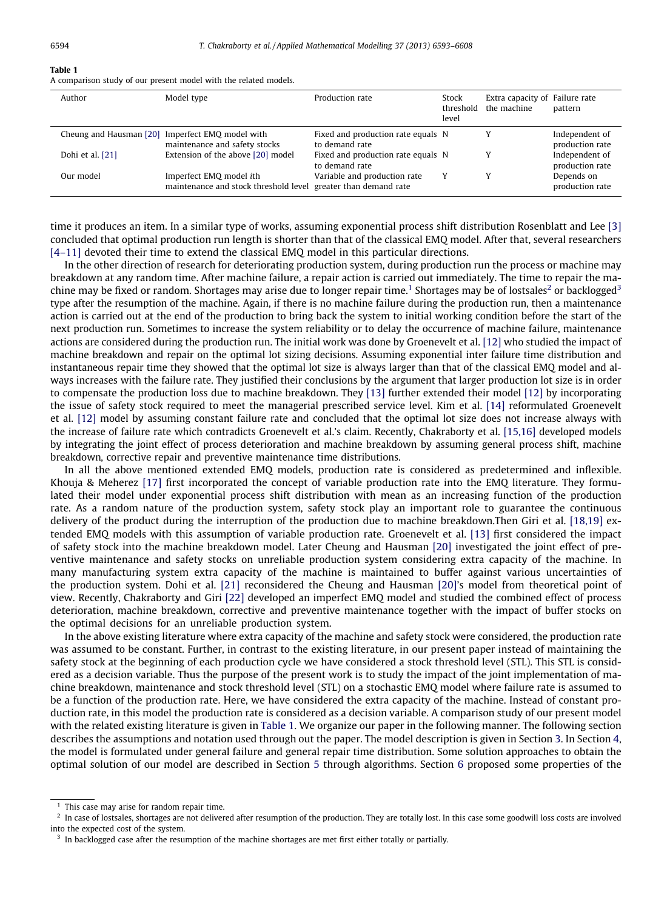**Table 1**
A comparison study of our present model with the related models.

| Author | Model type | Production rate | Stock threshold level | Extra capacity of the machine | Failure rate pattern |
|---|---|---|---|---|---|
| Cheung and Hausman [20] | Imperfect EMQ model with maintenance and safety stocks | Fixed and production rate equals to demand rate | N | Y | Independent of production rate |
| Dohi et al. [21] | Extension of the above [20] model | Fixed and production rate equals to demand rate | N | Y | Independent of production rate |
| Our model | Imperfect EMQ model *i*th maintenance and stock threshold level | Variable and production rate greater than demand rate | Y | Y | Depends on production rate |

time it produces an item. In a similar type of works, assuming exponential process shift distribution Rosenblatt and Lee [3] concluded that optimal production run length is shorter than that of the classical EMQ model. After that, several researchers [4–11] devoted their time to extend the classical EMQ model in this particular directions.

In the other direction of research for deteriorating production system, during production run the process or machine may breakdown at any random time. After machine failure, a repair action is carried out immediately. The time to repair the machine may be fixed or random. Shortages may arise due to longer repair time.[1] Shortages may be of lostsales[2] or backlogged[3] type after the resumption of the machine. Again, if there is no machine failure during the production run, then a maintenance action is carried out at the end of the production to bring back the system to initial working condition before the start of the next production run. Sometimes to increase the system reliability or to delay the occurrence of machine failure, maintenance actions are considered during the production run. The initial work was done by Groenevelt et al. [12] who studied the impact of machine breakdown and repair on the optimal lot sizing decisions. Assuming exponential inter failure time distribution and instantaneous repair time they showed that the optimal lot size is always larger than that of the classical EMQ model and always increases with the failure rate. They justified their conclusions by the argument that larger production lot size is in order to compensate the production loss due to machine breakdown. They [13] further extended their model [12] by incorporating the issue of safety stock required to meet the managerial prescribed service level. Kim et al. [14] reformulated Groenevelt et al. [12] model by assuming constant failure rate and concluded that the optimal lot size does not increase always with the increase of failure rate which contradicts Groenevelt et al.'s claim. Recently, Chakraborty et al. [15,16] developed models by integrating the joint effect of process deterioration and machine breakdown by assuming general process shift, machine breakdown, corrective repair and preventive maintenance time distributions.

In all the above mentioned extended EMQ models, production rate is considered as predetermined and inflexible. Khouja & Meherez [17] first incorporated the concept of variable production rate into the EMQ literature. They formulated their model under exponential process shift distribution with mean as an increasing function of the production rate. As a random nature of the production system, safety stock play an important role to guarantee the continuous delivery of the product during the interruption of the production due to machine breakdown.Then Giri et al. [18,19] extended EMQ models with this assumption of variable production rate. Groenevelt et al. [13] first considered the impact of safety stock into the machine breakdown model. Later Cheung and Hausman [20] investigated the joint effect of preventive maintenance and safety stocks on unreliable production system considering extra capacity of the machine. In many manufacturing system extra capacity of the machine is maintained to buffer against various uncertainties of the production system. Dohi et al. [21] reconsidered the Cheung and Hausman [20]'s model from theoretical point of view. Recently, Chakraborty and Giri [22] developed an imperfect EMQ model and studied the combined effect of process deterioration, machine breakdown, corrective and preventive maintenance together with the impact of buffer stocks on the optimal decisions for an unreliable production system.

In the above existing literature where extra capacity of the machine and safety stock were considered, the production rate was assumed to be constant. Further, in contrast to the existing literature, in our present paper instead of maintaining the safety stock at the beginning of each production cycle we have considered a stock threshold level (STL). This STL is considered as a decision variable. Thus the purpose of the present work is to study the impact of the joint implementation of machine breakdown, maintenance and stock threshold level (STL) on a stochastic EMQ model where failure rate is assumed to be a function of the production rate. Here, we have considered the extra capacity of the machine. Instead of constant production rate, in this model the production rate is considered as a decision variable. A comparison study of our present model with the related existing literature is given in Table 1. We organize our paper in the following manner. The following section describes the assumptions and notation used through out the paper. The model description is given in Section 3. In Section 4, the model is formulated under general failure and general repair time distribution. Some solution approaches to obtain the optimal solution of our model are described in Section 5 through algorithms. Section 6 proposed some properties of the

---

[1] This case may arise for random repair time.

[2] In case of lostsales, shortages are not delivered after resumption of the production. They are totally lost. In this case some goodwill loss costs are involved into the expected cost of the system.

[3] In backlogged case after the resumption of the machine shortages are met first either totally or partially.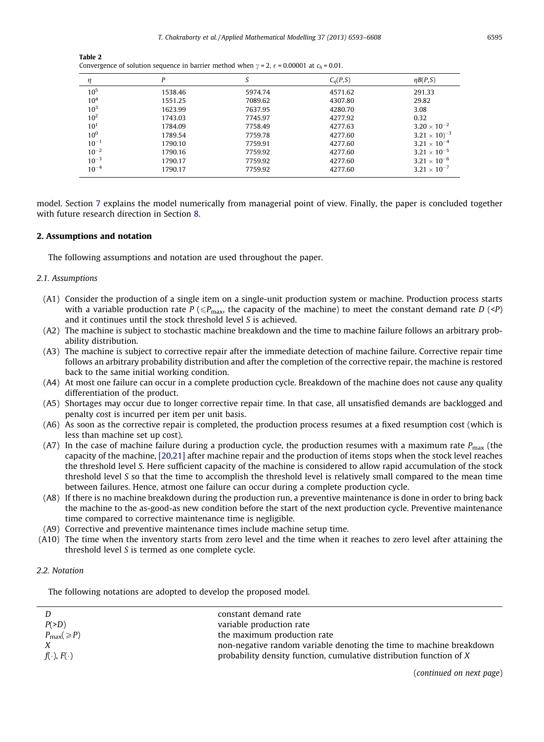**Table 2**
Convergence of solution sequence in barrier method when $\gamma = 2$, $\epsilon = 0.00001$ at $c_h = 0.01$.

| $\eta$ | $P$ | $S$ | $C_\eta(P,S)$ | $\eta B(P,S)$ |
|---|---|---|---|---|
| $10^5$ | 1538.46 | 5974.74 | 4571.62 | 291.33 |
| $10^4$ | 1551.25 | 7089.62 | 4307.80 | 29.82 |
| $10^3$ | 1623.99 | 7637.95 | 4280.70 | 3.08 |
| $10^2$ | 1743.03 | 7745.97 | 4277.92 | 0.32 |
| $10^1$ | 1784.09 | 7758.49 | 4277.63 | $3.20 \times 10^{-2}$ |
| $10^0$ | 1789.54 | 7759.78 | 4277.60 | $3.21 \times 10)^{-3}$ |
| $10^{-1}$ | 1790.10 | 7759.91 | 4277.60 | $3.21 \times 10^{-4}$ |
| $10^{-2}$ | 1790.16 | 7759.92 | 4277.60 | $3.21 \times 10^{-5}$ |
| $10^{-3}$ | 1790.17 | 7759.92 | 4277.60 | $3.21 \times 10^{-6}$ |
| $10^{-4}$ | 1790.17 | 7759.92 | 4277.60 | $3.21 \times 10^{-7}$ |

model. Section 7 explains the model numerically from managerial point of view. Finally, the paper is concluded together with future research direction in Section 8.

## 2. Assumptions and notation

The following assumptions and notation are used throughout the paper.

### 2.1. Assumptions

(A1) Consider the production of a single item on a single-unit production system or machine. Production process starts with a variable production rate $P$ ($\leqslant P_{\max}$, the capacity of the machine) to meet the constant demand rate $D$ ($<P$) and it continues until the stock threshold level $S$ is achieved.

(A2) The machine is subject to stochastic machine breakdown and the time to machine failure follows an arbitrary probability distribution.

(A3) The machine is subject to corrective repair after the immediate detection of machine failure. Corrective repair time follows an arbitrary probability distribution and after the completion of the corrective repair, the machine is restored back to the same initial working condition.

(A4) At most one failure can occur in a complete production cycle. Breakdown of the machine does not cause any quality differentiation of the product.

(A5) Shortages may occur due to longer corrective repair time. In that case, all unsatisfied demands are backlogged and penalty cost is incurred per item per unit basis.

(A6) As soon as the corrective repair is completed, the production process resumes at a fixed resumption cost (which is less than machine set up cost).

(A7) In the case of machine failure during a production cycle, the production resumes with a maximum rate $P_{\max}$ (the capacity of the machine, [20,21] after machine repair and the production of items stops when the stock level reaches the threshold level $S$. Here sufficient capacity of the machine is considered to allow rapid accumulation of the stock threshold level $S$ so that the time to accomplish the threshold level is relatively small compared to the mean time between failures. Hence, atmost one failure can occur during a complete production cycle.

(A8) If there is no machine breakdown during the production run, a preventive maintenance is done in order to bring back the machine to the as-good-as new condition before the start of the next production cycle. Preventive maintenance time compared to corrective maintenance time is negligible.

(A9) Corrective and preventive maintenance times include machine setup time.

(A10) The time when the inventory starts from zero level and the time when it reaches to zero level after attaining the threshold level $S$ is termed as one complete cycle.

### 2.2. Notation

The following notations are adopted to develop the proposed model.

| | |
|---|---|
| $D$ | constant demand rate |
| $P(>D)$ | variable production rate |
| $P_{\max}(\geqslant P)$ | the maximum production rate |
| $X$ | non-negative random variable denoting the time to machine breakdown |
| $f(\cdot)$, $F(\cdot)$ | probability density function, cumulative distribution function of $X$ |

(*continued on next page*)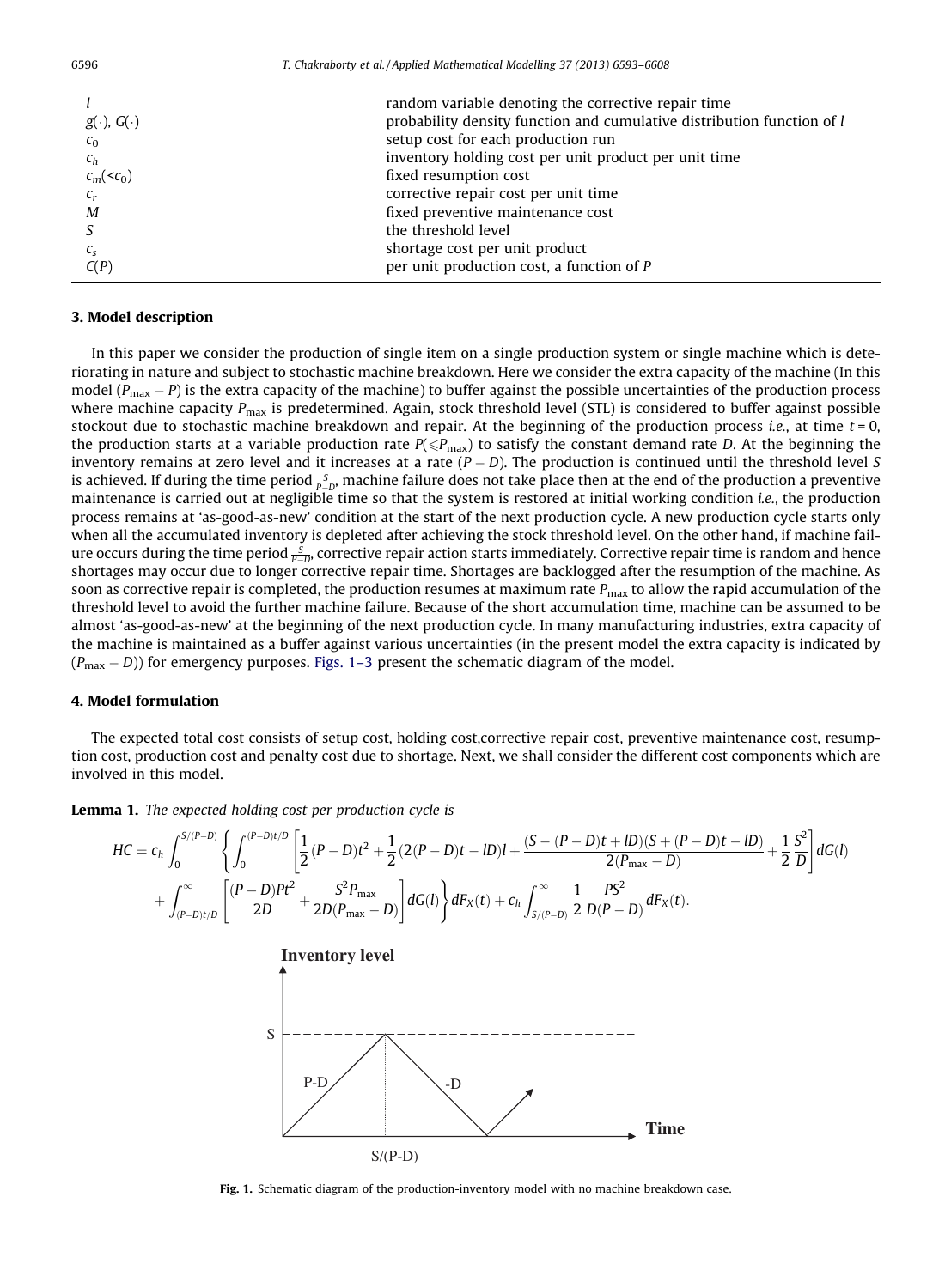| | |
|---|---|
| $l$ | random variable denoting the corrective repair time |
| $g(\cdot)$, $G(\cdot)$ | probability density function and cumulative distribution function of $l$ |
| $c_0$ | setup cost for each production run |
| $c_h$ | inventory holding cost per unit product per unit time |
| $c_m(<c_0)$ | fixed resumption cost |
| $c_r$ | corrective repair cost per unit time |
| $M$ | fixed preventive maintenance cost |
| $S$ | the threshold level |
| $c_s$ | shortage cost per unit product |
| $C(P)$ | per unit production cost, a function of $P$ |

## 3. Model description

In this paper we consider the production of single item on a single production system or single machine which is deteriorating in nature and subject to stochastic machine breakdown. Here we consider the extra capacity of the machine (In this model $(P_{\max} - P)$ is the extra capacity of the machine) to buffer against the possible uncertainties of the production process where machine capacity $P_{\max}$ is predetermined. Again, stock threshold level (STL) is considered to buffer against possible stockout due to stochastic machine breakdown and repair. At the beginning of the production process *i.e.*, at time $t = 0$, the production starts at a variable production rate $P(\leqslant P_{\max})$ to satisfy the constant demand rate $D$. At the beginning the inventory remains at zero level and it increases at a rate $(P - D)$. The production is continued until the threshold level $S$ is achieved. If during the time period $\frac{S}{P-D}$, machine failure does not take place then at the end of the production a preventive maintenance is carried out at negligible time so that the system is restored at initial working condition *i.e.*, the production process remains at 'as-good-as-new' condition at the start of the next production cycle. A new production cycle starts only when all the accumulated inventory is depleted after achieving the stock threshold level. On the other hand, if machine failure occurs during the time period $\frac{S}{P-D}$, corrective repair action starts immediately. Corrective repair time is random and hence shortages may occur due to longer corrective repair time. Shortages are backlogged after the resumption of the machine. As soon as corrective repair is completed, the production resumes at maximum rate $P_{\max}$ to allow the rapid accumulation of the threshold level to avoid the further machine failure. Because of the short accumulation time, machine can be assumed to be almost 'as-good-as-new' at the beginning of the next production cycle. In many manufacturing industries, extra capacity of the machine is maintained as a buffer against various uncertainties (in the present model the extra capacity is indicated by $(P_{\max} - D)$) for emergency purposes. Figs. 1–3 present the schematic diagram of the model.

## 4. Model formulation

The expected total cost consists of setup cost, holding cost,corrective repair cost, preventive maintenance cost, resumption cost, production cost and penalty cost due to shortage. Next, we shall consider the different cost components which are involved in this model.

**Lemma 1.** *The expected holding cost per production cycle is*

$$HC = c_h \int_0^{S/(P-D)} \left\{ \int_0^{(P-D)t/D} \left[ \frac{1}{2}(P-D)t^2 + \frac{1}{2}(2(P-D)t - lD)l + \frac{(S-(P-D)t+lD)(S+(P-D)t-lD)}{2(P_{\max}-D)} + \frac{1}{2}\frac{S^2}{D} \right] dG(l) + \int_{(P-D)t/D}^{\infty} \left[ \frac{(P-D)Pt^2}{2D} + \frac{S^2 P_{\max}}{2D(P_{\max}-D)} \right] dG(l) \right\} dF_X(t) + c_h \int_{S/(P-D)}^{\infty} \frac{1}{2}\frac{PS^2}{D(P-D)} dF_X(t).$$

Fig. 1. Schematic diagram of the production-inventory model with no machine breakdown case.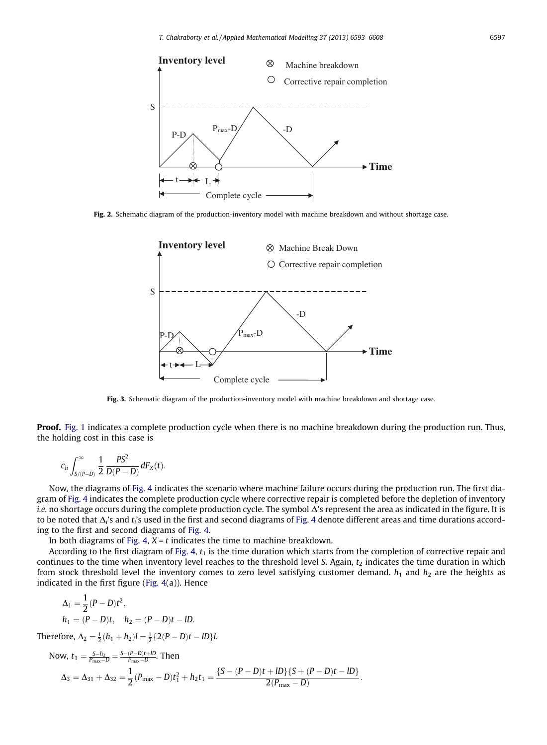Fig. 2. Schematic diagram of the production-inventory model with machine breakdown and without shortage case.

Fig. 3. Schematic diagram of the production-inventory model with machine breakdown and shortage case.

**Proof.** Fig. 1 indicates a complete production cycle when there is no machine breakdown during the production run. Thus, the holding cost in this case is

$$c_h \int_{S/(P-D)}^{\infty} \frac{1}{2} \frac{PS^2}{D(P-D)} dF_X(t).$$

Now, the diagrams of Fig. 4 indicates the scenario where machine failure occurs during the production run. The first diagram of Fig. 4 indicates the complete production cycle where corrective repair is completed before the depletion of inventory *i.e.* no shortage occurs during the complete production cycle. The symbol $\Delta$'s represent the area as indicated in the figure. It is to be noted that $\Delta_i$'s and $t_i$'s used in the first and second diagrams of Fig. 4 denote different areas and time durations according to the first and second diagrams of Fig. 4.

In both diagrams of Fig. 4, $X = t$ indicates the time to machine breakdown.

According to the first diagram of Fig. 4, $t_1$ is the time duration which starts from the completion of corrective repair and continues to the time when inventory level reaches to the threshold level $S$. Again, $t_2$ indicates the time duration in which from stock threshold level the inventory comes to zero level satisfying customer demand. $h_1$ and $h_2$ are the heights as indicated in the first figure (Fig. 4(a)). Hence

$$\Delta_1 = \frac{1}{2}(P-D)t^2,$$

$$h_1 = (P-D)t, \quad h_2 = (P-D)t - lD.$$

Therefore, $\Delta_2 = \frac{1}{2}(h_1 + h_2)l = \frac{1}{2}\{2(P-D)t - lD\}l.$

Now, $t_1 = \frac{S-h_2}{P_{\max}-D} = \frac{S-(P-D)t+lD}{P_{\max}-D}$. Then

$$\Delta_3 = \Delta_{31} + \Delta_{32} = \frac{1}{2}(P_{\max}-D)t_1^2 + h_2 t_1 = \frac{\{S-(P-D)t+lD\}\{S+(P-D)t-lD\}}{2(P_{\max}-D)}.$$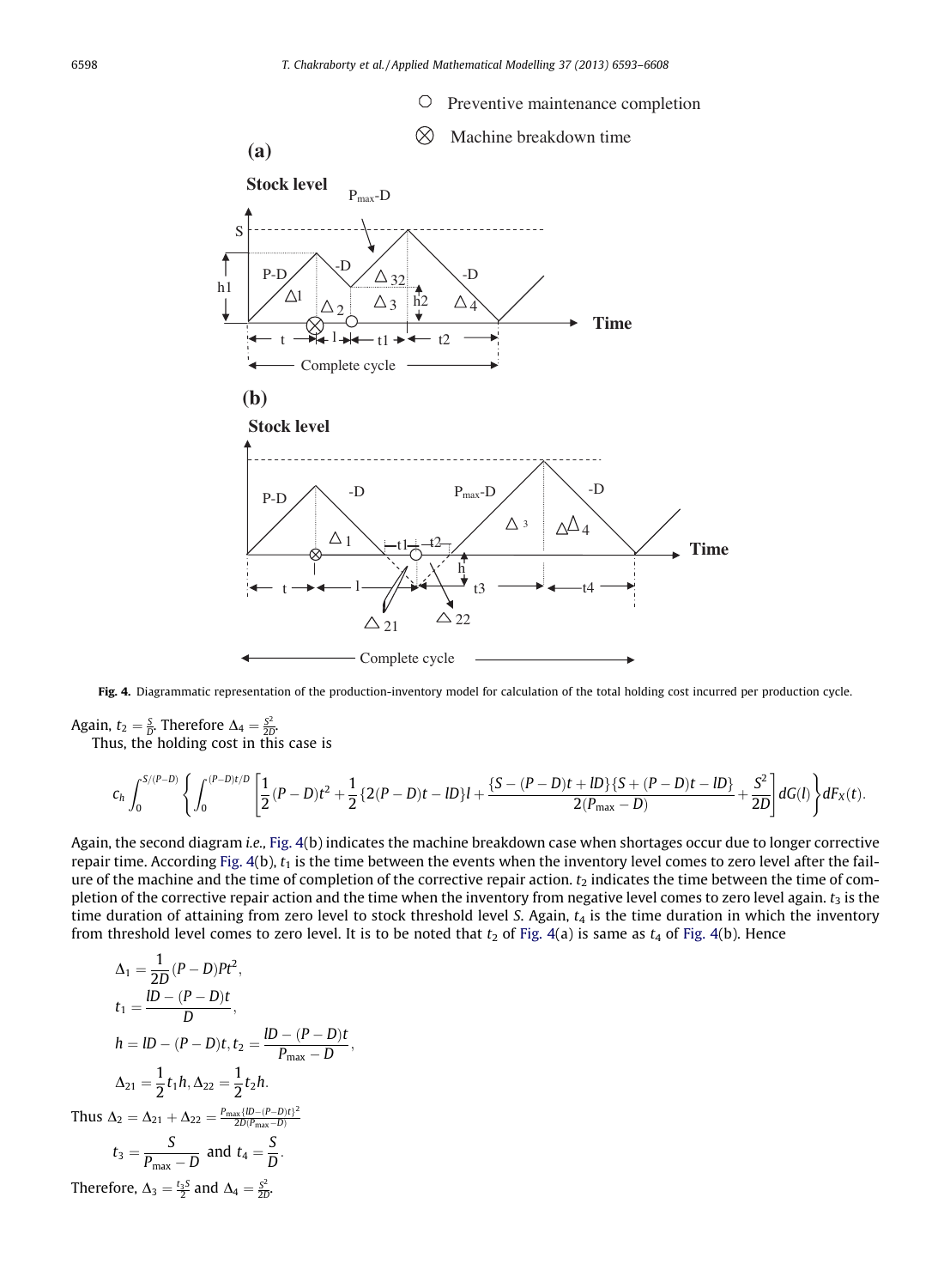**Fig. 4.** Diagrammatic representation of the production-inventory model for calculation of the total holding cost incurred per production cycle.

Again, $t_2 = \frac{S}{D}$. Therefore $\Delta_4 = \frac{S^2}{2D}$.

Thus, the holding cost in this case is

$$c_h \int_0^{S/(P-D)} \left\{ \int_0^{(P-D)t/D} \left[ \frac{1}{2}(P-D)t^2 + \frac{1}{2}\{2(P-D)t - lD\}l + \frac{\{S-(P-D)t+lD\}\{S+(P-D)t-lD\}}{2(P_{\max}-D)} + \frac{S^2}{2D} \right] dG(l) \right\} dF_X(t).$$

Again, the second diagram *i.e.*, Fig. 4(b) indicates the machine breakdown case when shortages occur due to longer corrective repair time. According Fig. 4(b), $t_1$ is the time between the events when the inventory level comes to zero level after the failure of the machine and the time of completion of the corrective repair action. $t_2$ indicates the time between the time of completion of the corrective repair action and the time when the inventory from negative level comes to zero level again. $t_3$ is the time duration of attaining from zero level to stock threshold level $S$. Again, $t_4$ is the time duration in which the inventory from threshold level comes to zero level. It is to be noted that $t_2$ of Fig. 4(a) is same as $t_4$ of Fig. 4(b). Hence

$$\Delta_1 = \frac{1}{2D}(P-D)Pt^2,$$

$$t_1 = \frac{lD-(P-D)t}{D},$$

$$h = lD-(P-D)t, t_2 = \frac{lD-(P-D)t}{P_{\max}-D},$$

$$\Delta_{21} = \frac{1}{2}t_1 h, \Delta_{22} = \frac{1}{2}t_2 h.$$

Thus $\Delta_2 = \Delta_{21} + \Delta_{22} = \frac{P_{\max}\{lD-(P-D)t\}^2}{2D(P_{\max}-D)}$

$$t_3 = \frac{S}{P_{\max}-D} \text{ and } t_4 = \frac{S}{D}.$$

Therefore, $\Delta_3 = \frac{t_3 S}{2}$ and $\Delta_4 = \frac{S^2}{2D}$.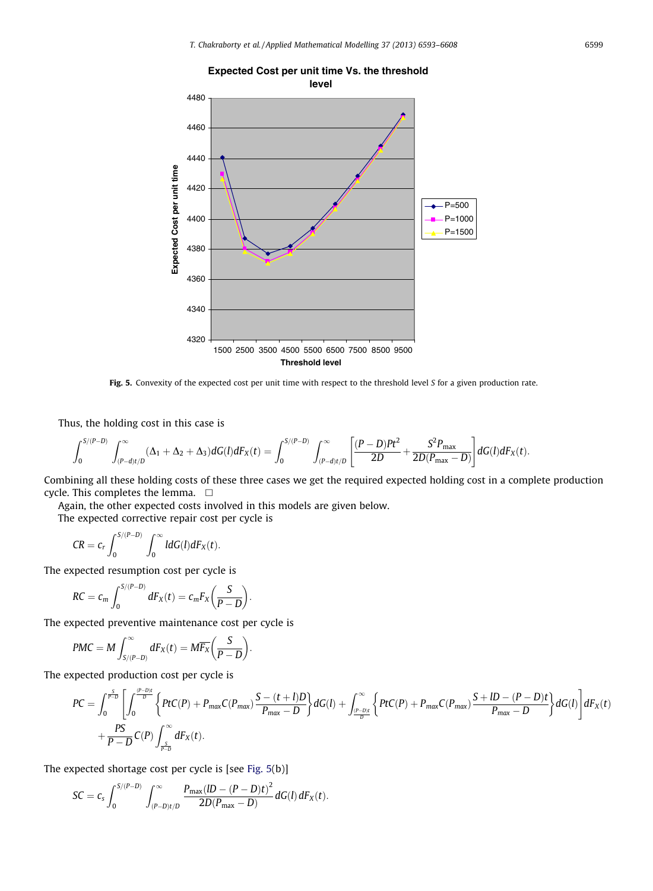Fig. 5. Convexity of the expected cost per unit time with respect to the threshold level $S$ for a given production rate.

Thus, the holding cost in this case is

$$\int_0^{S/(P-D)} \int_{(P-d)t/D}^{\infty} (\Delta_1 + \Delta_2 + \Delta_3) dG(l) dF_X(t) = \int_0^{S/(P-D)} \int_{(P-d)t/D}^{\infty} \left[ \frac{(P-D)Pt^2}{2D} + \frac{S^2 P_{\max}}{2D(P_{\max} - D)} \right] dG(l) dF_X(t).$$

Combining all these holding costs of these three cases we get the required expected holding cost in a complete production cycle. This completes the lemma. □

Again, the other expected costs involved in this models are given below.

The expected corrective repair cost per cycle is

$$CR = c_r \int_0^{S/(P-D)} \int_0^{\infty} l dG(l) dF_X(t).$$

The expected resumption cost per cycle is

$$RC = c_m \int_0^{S/(P-D)} dF_X(t) = c_m F_X\left(\frac{S}{P-D}\right).$$

The expected preventive maintenance cost per cycle is

$$PMC = M \int_{S/(P-D)}^{\infty} dF_X(t) = M\overline{F_X}\left(\frac{S}{P-D}\right).$$

The expected production cost per cycle is

$$PC = \int_0^{\frac{S}{P-D}} \left[ \int_0^{\frac{(P-D)t}{D}} \left\{ PtC(P) + P_{max} C(P_{max}) \frac{S - (t+l)D}{P_{max} - D} \right\} dG(l) + \int_{\frac{(P-D)t}{D}}^{\infty} \left\{ PtC(P) + P_{max} C(P_{max}) \frac{S + lD - (P-D)t}{P_{max} - D} \right\} dG(l) \right] dF_X(t)$$
$$+ \frac{PS}{P-D} C(P) \int_{\frac{S}{P-D}}^{\infty} dF_X(t).$$

The expected shortage cost per cycle is [see Fig. 5(b)]

$$SC = c_s \int_0^{S/(P-D)} \int_{(P-D)t/D}^{\infty} \frac{P_{\max}(lD - (P-D)t)^2}{2D(P_{\max} - D)} dG(l) \, dF_X(t).$$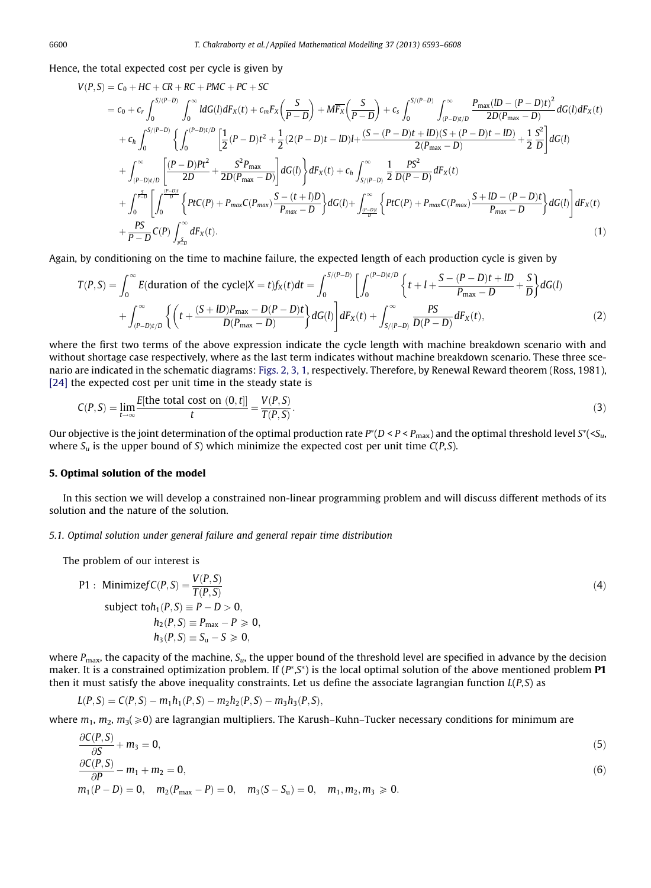Hence, the total expected cost per cycle is given by

$$
\begin{aligned}
V(P,S) &= C_0 + HC + CR + RC + PMC + PC + SC \\
&= c_0 + c_r \int_0^{S/(P-D)} \int_0^{\infty} l dG(l) dF_X(t) + c_m F_X\left(\frac{S}{P-D}\right) + M\overline{F_X}\left(\frac{S}{P-D}\right) + c_s \int_0^{S/(P-D)} \int_{(P-D)t/D}^{\infty} \frac{P_{\max}(lD-(P-D)t)^2}{2D(P_{\max}-D)} dG(l) dF_X(t) \\
&\quad + c_h \int_0^{S/(P-D)} \left\{ \int_0^{(P-D)t/D} \left[ \frac{1}{2}(P-D)t^2 + \frac{1}{2}(2(P-D)t - lD)l + \frac{(S-(P-D)t+lD)(S+(P-D)t-lD)}{2(P_{\max}-D)} + \frac{1}{2}\frac{S^2}{D} \right] dG(l) \right. \\
&\quad \left. + \int_{(P-D)t/D}^{\infty} \left[ \frac{(P-D)Pt^2}{2D} + \frac{S^2 P_{\max}}{2D(P_{\max}-D)} \right] dG(l) \right\} dF_X(t) + c_h \int_{S/(P-D)}^{\infty} \frac{1}{2} \frac{PS^2}{D(P-D)} dF_X(t) \\
&\quad + \int_0^{\frac{S}{P-D}} \left[ \int_0^{\frac{(P-D)t}{D}} \left\{ PtC(P) + P_{max}C(P_{max}) \frac{S-(t+l)D}{P_{max}-D} \right\} dG(l) + \int_{\frac{(P-D)t}{D}}^{\infty} \left\{ PtC(P) + P_{max}C(P_{max}) \frac{S+lD-(P-D)t}{P_{max}-D} \right\} dG(l) \right] dF_X(t) \\
&\quad + \frac{PS}{P-D} C(P) \int_{\frac{S}{P-D}}^{\infty} dF_X(t).
\end{aligned}
\tag{1}
$$

Again, by conditioning on the time to machine failure, the expected length of each production cycle is given by

$$
\begin{aligned}
T(P,S) &= \int_0^{\infty} E(\text{duration of the cycle}|X=t) f_X(t) dt = \int_0^{S/(P-D)} \left[ \int_0^{(P-D)t/D} \left\{ t + l + \frac{S-(P-D)t+lD}{P_{\max}-D} + \frac{S}{D} \right\} dG(l) \right. \\
&\quad \left. + \int_{(P-D)t/D}^{\infty} \left\{ \left( t + \frac{(S+lD)P_{\max} - D(P-D)t}{D(P_{\max}-D)} \right\} dG(l) \right] dF_X(t) + \int_{S/(P-D)}^{\infty} \frac{PS}{D(P-D)} dF_X(t),
\end{aligned}
\tag{2}
$$

where the first two terms of the above expression indicate the cycle length with machine breakdown scenario with and without shortage case respectively, where as the last term indicates without machine breakdown scenario. These three scenario are indicated in the schematic diagrams: Figs. 2, 3, 1, respectively. Therefore, by Renewal Reward theorem (Ross, 1981), [24] the expected cost per unit time in the steady state is

$$
C(P,S) = \lim_{t\to\infty} \frac{E[\text{the total cost on } (0,t]]}{t} = \frac{V(P,S)}{T(P,S)}. \tag{3}
$$

Our objective is the joint determination of the optimal production rate $P^*(D < P < P_{\max})$ and the optimal threshold level $S^*(<S_u$, where $S_u$ is the upper bound of $S$) which minimize the expected cost per unit time $C(P,S)$.

## 5. Optimal solution of the model

In this section we will develop a constrained non-linear programming problem and will discuss different methods of its solution and the nature of the solution.

### 5.1. Optimal solution under general failure and general repair time distribution

The problem of our interest is

$$
\begin{aligned}
\text{P1}: \ &\text{Minimize} f C(P,S) = \frac{V(P,S)}{T(P,S)} \\
&\text{subject to} h_1(P,S) \equiv P - D > 0, \\
&\qquad h_2(P,S) \equiv P_{\max} - P \geqslant 0, \\
&\qquad h_3(P,S) \equiv S_u - S \geqslant 0,
\end{aligned}
\tag{4}
$$

where $P_{\max}$, the capacity of the machine, $S_u$, the upper bound of the threshold level are specified in advance by the decision maker. It is a constrained optimization problem. If $(P^*,S^*)$ is the local optimal solution of the above mentioned problem **P1** then it must satisfy the above inequality constraints. Let us define the associate lagrangian function $L(P,S)$ as

$$
L(P,S) = C(P,S) - m_1 h_1(P,S) - m_2 h_2(P,S) - m_3 h_3(P,S),
$$

where $m_1$, $m_2$, $m_3(\geqslant 0)$ are lagrangian multipliers. The Karush–Kuhn–Tucker necessary conditions for minimum are

$$
\frac{\partial C(P,S)}{\partial S} + m_3 = 0, \tag{5}
$$

$$
\frac{\partial C(P,S)}{\partial P} - m_1 + m_2 = 0, \tag{6}
$$

$$
m_1(P-D) = 0, \quad m_2(P_{\max} - P) = 0, \quad m_3(S - S_u) = 0, \quad m_1, m_2, m_3 \geqslant 0.
$$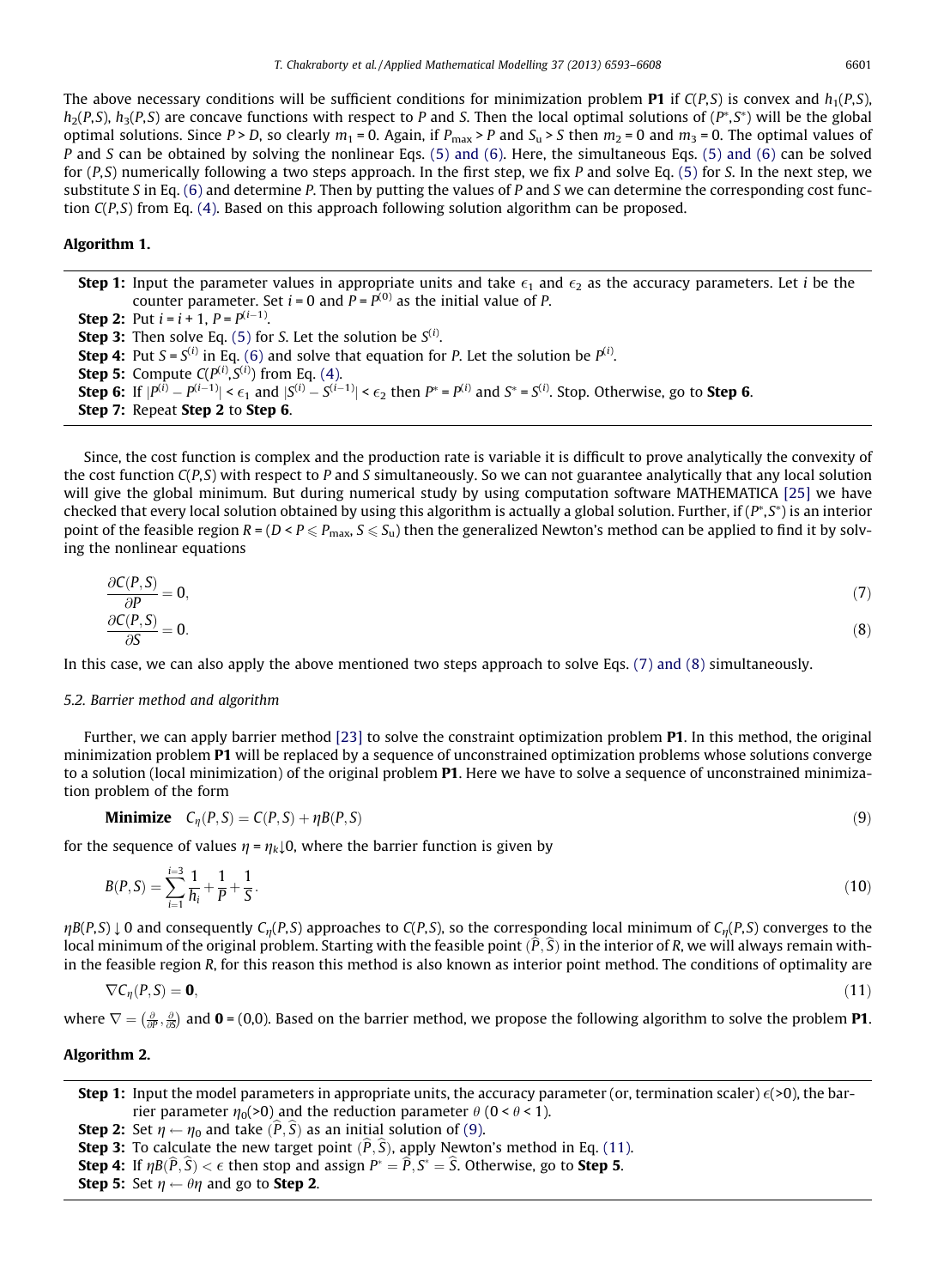The above necessary conditions will be sufficient conditions for minimization problem **P1** if $C(P,S)$ is convex and $h_1(P,S)$, $h_2(P,S)$, $h_3(P,S)$ are concave functions with respect to $P$ and $S$. Then the local optimal solutions of $(P^*,S^*)$ will be the global optimal solutions. Since $P > D$, so clearly $m_1 = 0$. Again, if $P_{\max} > P$ and $S_u > S$ then $m_2 = 0$ and $m_3 = 0$. The optimal values of $P$ and $S$ can be obtained by solving the nonlinear Eqs. (5) and (6). Here, the simultaneous Eqs. (5) and (6) can be solved for $(P,S)$ numerically following a two steps approach. In the first step, we fix $P$ and solve Eq. (5) for $S$. In the next step, we substitute $S$ in Eq. (6) and determine $P$. Then by putting the values of $P$ and $S$ we can determine the corresponding cost function $C(P,S)$ from Eq. (4). Based on this approach following solution algorithm can be proposed.

**Algorithm 1.**

**Step 1:** Input the parameter values in appropriate units and take $\epsilon_1$ and $\epsilon_2$ as the accuracy parameters. Let $i$ be the counter parameter. Set $i = 0$ and $P = P^{(0)}$ as the initial value of $P$.
**Step 2:** Put $i = i + 1$, $P = P^{(i-1)}$.
**Step 3:** Then solve Eq. (5) for $S$. Let the solution be $S^{(i)}$.
**Step 4:** Put $S = S^{(i)}$ in Eq. (6) and solve that equation for $P$. Let the solution be $P^{(i)}$.
**Step 5:** Compute $C(P^{(i)},S^{(i)})$ from Eq. (4).
**Step 6:** If $|P^{(i)} - P^{(i-1)}| < \epsilon_1$ and $|S^{(i)} - S^{(i-1)}| < \epsilon_2$ then $P^* = P^{(i)}$ and $S^* = S^{(i)}$. Stop. Otherwise, go to **Step 6**.
**Step 7:** Repeat **Step 2** to **Step 6**.

Since, the cost function is complex and the production rate is variable it is difficult to prove analytically the convexity of the cost function $C(P,S)$ with respect to $P$ and $S$ simultaneously. So we can not guarantee analytically that any local solution will give the global minimum. But during numerical study by using computation software MATHEMATICA [25] we have checked that every local solution obtained by using this algorithm is actually a global solution. Further, if $(P^*,S^*)$ is an interior point of the feasible region $R = (D < P \leqslant P_{\max}, S \leqslant S_u)$ then the generalized Newton's method can be applied to find it by solving the nonlinear equations

$$\frac{\partial C(P,S)}{\partial P} = 0, \tag{7}$$

$$\frac{\partial C(P,S)}{\partial S} = 0. \tag{8}$$

In this case, we can also apply the above mentioned two steps approach to solve Eqs. (7) and (8) simultaneously.

### 5.2. Barrier method and algorithm

Further, we can apply barrier method [23] to solve the constraint optimization problem **P1**. In this method, the original minimization problem **P1** will be replaced by a sequence of unconstrained optimization problems whose solutions converge to a solution (local minimization) of the original problem **P1**. Here we have to solve a sequence of unconstrained minimization problem of the form

$$\textbf{Minimize} \quad C_\eta(P,S) = C(P,S) + \eta B(P,S) \tag{9}$$

for the sequence of values $\eta = \eta_k \downarrow 0$, where the barrier function is given by

$$B(P,S) = \sum_{i=1}^{i=3} \frac{1}{h_i} + \frac{1}{P} + \frac{1}{S}. \tag{10}$$

$\eta B(P,S) \downarrow 0$ and consequently $C_\eta(P,S)$ approaches to $C(P,S)$, so the corresponding local minimum of $C_\eta(P,S)$ converges to the local minimum of the original problem. Starting with the feasible point $(\widehat{P},\widehat{S})$ in the interior of $R$, we will always remain within the feasible region $R$, for this reason this method is also known as interior point method. The conditions of optimality are

$$\nabla C_\eta(P,S) = \mathbf{0}, \tag{11}$$

where $\nabla = \left(\frac{\partial}{\partial P}, \frac{\partial}{\partial S}\right)$ and $\mathbf{0} = (0,0)$. Based on the barrier method, we propose the following algorithm to solve the problem **P1**.

**Algorithm 2.**

**Step 1:** Input the model parameters in appropriate units, the accuracy parameter (or, termination scaler) $\epsilon(>0)$, the barrier parameter $\eta_0(>0)$ and the reduction parameter $\theta$ $(0 < \theta < 1)$.
**Step 2:** Set $\eta \leftarrow \eta_0$ and take $(\widehat{P},\widehat{S})$ as an initial solution of (9).
**Step 3:** To calculate the new target point $(\widehat{P},\widehat{S})$, apply Newton's method in Eq. (11).
**Step 4:** If $\eta B(\widehat{P},\widehat{S}) < \epsilon$ then stop and assign $P^* = \widehat{P}, S^* = \widehat{S}$. Otherwise, go to **Step 5**.
**Step 5:** Set $\eta \leftarrow \theta\eta$ and go to **Step 2**.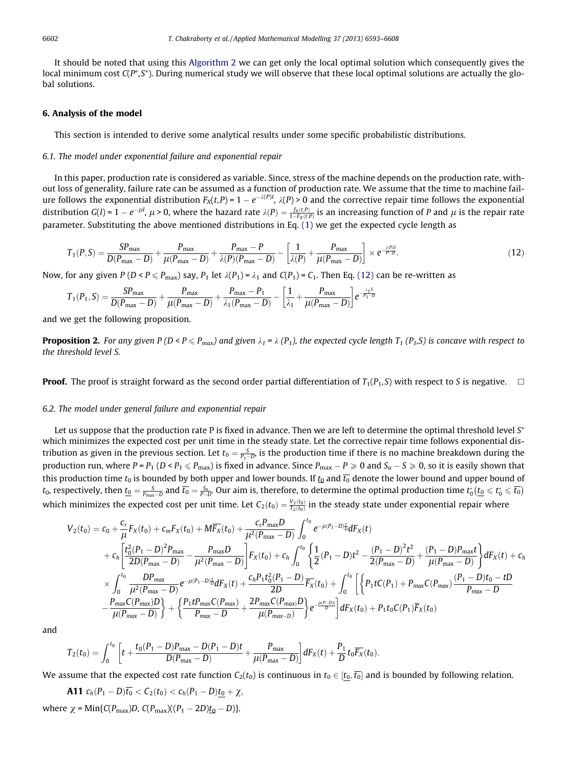It should be noted that using this Algorithm 2 we can get only the local optimal solution which consequently gives the local minimum cost $C(P^*,S^*)$. During numerical study we will observe that these local optimal solutions are actually the global solutions.

## 6. Analysis of the model

This section is intended to derive some analytical results under some specific probabilistic distributions.

### 6.1. The model under exponential failure and exponential repair

In this paper, production rate is considered as variable. Since, stress of the machine depends on the production rate, without loss of generality, failure rate can be assumed as a function of production rate. We assume that the time to machine failure follows the exponential distribution $F_X(t,P) = 1 - e^{-\lambda(P)t}$, $\lambda(P) > 0$ and the corrective repair time follows the exponential distribution $G(l) = 1 - e^{-\mu l}$, $\mu > 0$, where the hazard rate $\lambda(P) = \frac{f_X(t,P)}{1-F_X(t,P)}$ is an increasing function of $P$ and $\mu$ is the repair rate parameter. Substituting the above mentioned distributions in Eq. (1) we get the expected cycle length as

$$T_1(P,S) = \frac{SP_{\max}}{D(P_{\max}-D)} + \frac{P_{\max}}{\mu(P_{\max}-D)} + \frac{P_{\max}-P}{\lambda(P)(P_{\max}-D)} - \left[\frac{1}{\lambda(P)} + \frac{P_{\max}}{\mu(P_{\max}-D)}\right] \times e^{-\frac{\lambda(P)S}{P-D}}. \tag{12}$$

Now, for any given $P$ ($D < P \leqslant P_{\max}$) say, $P_1$ let $\lambda(P_1) = \lambda_1$ and $C(P_1) = C_1$. Then Eq. (12) can be re-written as

$$T_1(P_1,S) = \frac{SP_{\max}}{D(P_{\max}-D)} + \frac{P_{\max}}{\mu(P_{\max}-D)} + \frac{P_{\max}-P_1}{\lambda_1(P_{\max}-D)} - \left[\frac{1}{\lambda_1} + \frac{P_{\max}}{\mu(P_{\max}-D)}\right] e^{-\frac{\lambda_1 S}{P_1-D}}$$

and we get the following proposition.

**Proposition 2.** *For any given $P$ ($D < P \leqslant P_{max}$) and given $\lambda_1 = \lambda(P_1)$, the expected cycle length $T_1(P_1,S)$ is concave with respect to the threshold level $S$.*

**Proof.** The proof is straight forward as the second order partial differentiation of $T_1(P_1,S)$ with respect to $S$ is negative. $\square$

### 6.2. The model under general failure and exponential repair

Let us suppose that the production rate P is fixed in advance. Then we are left to determine the optimal threshold level $S^*$ which minimizes the expected cost per unit time in the steady state. Let the corrective repair time follows exponential distribution as given in the previous section. Let $t_0 = \frac{S}{P_1-D}$, is the production time if there is no machine breakdown during the production run, where $P = P_1$ ($D < P_1 \leqslant P_{\max}$) is fixed in advance. Since $P_{\max} - P \geqslant 0$ and $S_u - S \geqslant 0$, so it is easily shown that this production time $t_0$ is bounded by both upper and lower bounds. If $\underline{t_0}$ and $\overline{t_0}$ denote the lower bound and upper bound of $t_0$, respectively, then $\underline{t_0} = \frac{S}{P_{\max}-D}$ and $\overline{t_0} = \frac{S_u}{P-D}$. Our aim is, therefore, to determine the optimal production time $t_0^*(\underline{t_0} \leqslant t_0^* \leqslant \overline{t_0})$ which minimizes the expected cost per unit time. Let $C_2(t_0) = \frac{V_2(t_0)}{T_2(t_0)}$ in the steady state under exponential repair where

$$\begin{aligned}
V_2(t_0) &= c_0 + \frac{c_r}{\mu}F_X(t_0) + c_m F_X(t_0) + M\overline{F_X}(t_0) + \frac{c_s P_{\max} D}{\mu^2(P_{\max}-D)}\int_0^{t_0} e^{-\mu(P_1-D)\frac{t}{D}}dF_X(t) \\
&+ c_h\left[\frac{t_0^2(P_1-D)^2 P_{\max}}{2D(P_{\max}-D)} - \frac{P_{\max}D}{\mu^2(P_{\max}-D)}\right]F_X(t_0) + c_h\int_0^{t_0}\left\{\frac{1}{2}(P_1-D)t^2 - \frac{(P_1-D)^2t^2}{2(P_{\max}-D)} + \frac{(P_1-D)P_{\max}t}{\mu(P_{\max}-D)}\right\}dF_X(t) + c_h \\
&\times \int_0^{t_0}\frac{DP_{max}}{\mu^2(P_{max}-D)}e^{-\mu(P_1-D)\frac{t}{D}}dF_X(t) + \frac{c_h P_1 t_0^2(P_1-D)}{2D}\overline{F_X}(t_0) + \int_0^{t_0}\left[\left\{P_1 tC(P_1) + P_{max}C(P_{max})\frac{(P_1-D)t_0 - tD}{P_{max}-D}\right.\right. \\
&\left.\left. - \frac{P_{max}C(P_{max})D}{\mu(P_{max}-D)}\right\} + \left\{\frac{P_1 t P_{max}C(P_{max})}{P_{max}-D} + \frac{2P_{max}C(P_{max})D}{\mu(P_{max-D})}\right\}e^{-\frac{\mu(P-D)t}{D}}\right]dF_X(t_0) + P_1 t_0 C(P_1)\overline{F}_X(t_0)
\end{aligned}$$

and

$$T_2(t_0) = \int_0^{t_0}\left[t + \frac{t_0(P_1-D)P_{\max} - D(P_1-D)t}{D(P_{\max}-D)} + \frac{P_{\max}}{\mu(P_{\max}-D)}\right]dF_X(t) + \frac{P_1}{D}t_0\overline{F_X}(t_0).$$

We assume that the expected cost rate function $C_2(t_0)$ is continuous in $t_0 \in [\underline{t_0}, \overline{t_0}]$ and is bounded by following relation.

**A11** $c_h(P_1-D)\overline{t_0} < C_2(t_0) < c_h(P_1-D)\underline{t_0} + \chi$,

where $\chi = \text{Min}\{C(P_{\max})D,\ C(P_{\max})((P_1-2D)\underline{t_0} - D)\}$.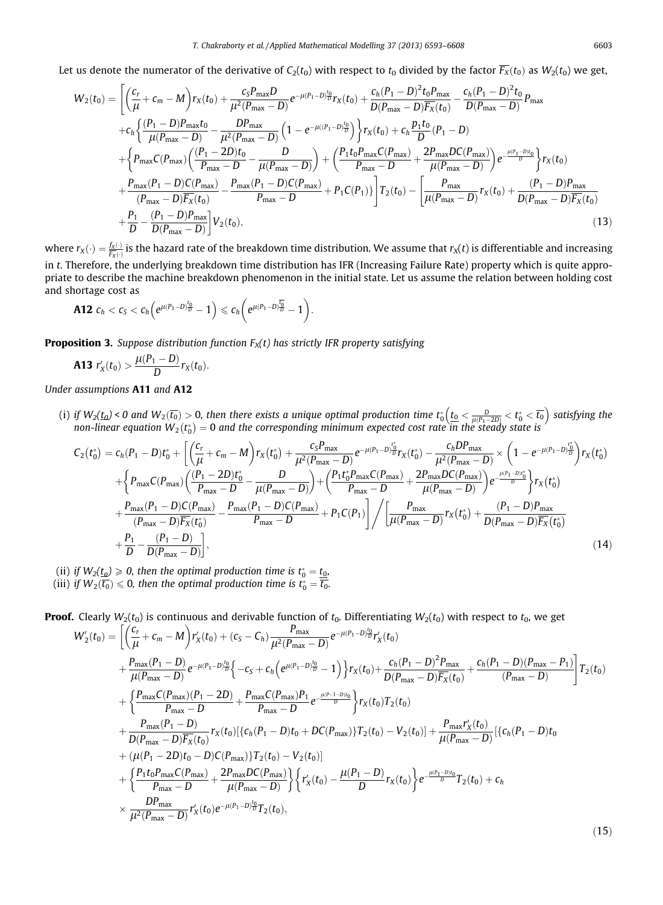Let us denote the numerator of the derivative of $C_2(t_0)$ with respect to $t_0$ divided by the factor $\overline{F_X}(t_0)$ as $W_2(t_0)$ we get,

$$
\begin{aligned}
W_2(t_0) = &\Bigg[\left(\frac{c_r}{\mu}+c_m-M\right)r_X(t_0)+\frac{c_S P_{\max} D}{\mu^2(P_{\max}-D)}e^{-\mu(P_1-D)\frac{t_0}{D}}r_X(t_0)+\frac{c_h(P_1-D)^2 t_0 P_{\max}}{D(P_{\max}-D)\overline{F_X}(t_0)}-\frac{c_h(P_1-D)^2 t_0}{D(P_{\max}-D)}P_{\max}\\
&+c_h\left\{\frac{(P_1-D)P_{\max}t_0}{\mu(P_{\max}-D)}-\frac{DP_{\max}}{\mu^2(P_{\max}-D)}\left(1-e^{-\mu((P_1-D)\frac{t_0}{D})}\right)\right\}r_X(t_0)+c_h\frac{p_1 t_0}{D}(P_1-D)\\
&+\left\{P_{\max}C(P_{\max})\left(\frac{(P_1-2D)t_0}{P_{\max}-D}-\frac{D}{\mu(P_{\max}-D)}\right)+\left(\frac{P_1 t_0 P_{\max}C(P_{\max})}{P_{\max}-D}+\frac{2P_{\max}DC(P_{\max})}{\mu(P_{\max}-D)}\right)e^{-\frac{\mu(P_1-D)t_0}{D}}\right\}r_X(t_0)\\
&+\frac{P_{\max}(P_1-D)C(P_{\max})}{(P_{\max}-D)\overline{F_X}(t_0)}-\frac{P_{\max}(P_1-D)C(P_{\max})}{P_{\max}-D}+P_1C(P_1)\}\Bigg]T_2(t_0)-\Bigg[\frac{P_{\max}}{\mu(P_{\max}-D)}r_X(t_0)+\frac{(P_1-D)P_{\max}}{D(P_{\max}-D)\overline{F_X}(t_0)}\\
&+\frac{P_1}{D}-\frac{(P_1-D)P_{\max}}{D(P_{\max}-D)}\Bigg]V_2(t_0), \qquad (13)
\end{aligned}
$$

where $r_X(\cdot)=\frac{f_X(\cdot)}{\overline{F_X}(\cdot)}$ is the hazard rate of the breakdown time distribution. We assume that $r_X(t)$ is differentiable and increasing in $t$. Therefore, the underlying breakdown time distribution has IFR (Increasing Failure Rate) property which is quite appropriate to describe the machine breakdown phenomenon in the initial state. Let us assume the relation between holding cost and shortage cost as

**A12** $c_h < c_S < c_h\left(e^{\mu(P_1-D)\frac{t_0}{D}}-1\right) \leqslant c_h\left(e^{\mu(P_1-D)\frac{\overline{t_0}}{D}}-1\right).$

**Proposition 3.** *Suppose distribution function $F_X(t)$ has strictly IFR property satisfying*

**A13** $r'_X(t_0) > \frac{\mu(P_1-D)}{D}r_X(t_0).$

*Under assumptions* **A11** *and* **A12**

(i) *if $W_2(\underline{t_0}) < 0$ and $W_2(\overline{t_0}) > 0$, then there exists a unique optimal production time $t_0^*\left(\underline{t_0} < \frac{D}{\mu(P_1-2D)} < t_0^* < \overline{t_0}\right)$ satisfying the non-linear equation $W_2(t_0^*) = 0$ and the corresponding minimum expected cost rate in the steady state is*

$$
\begin{aligned}
C_2(t_0^*) = &c_h(P_1-D)t_0^*+\Bigg[\left(\frac{c_r}{\mu}+c_m-M\right)r_X(t_0^*)+\frac{c_S P_{\max}}{\mu^2(P_{\max}-D)}e^{-\mu(P_1-D)\frac{t_0^*}{D}}r_X(t_0^*)-\frac{c_h DP_{\max}}{\mu^2(P_{\max}-D)}\times\left(1-e^{-\mu(P_1-D)\frac{t_0^*}{D}}\right)r_X(t_0^*)\\
&+\left\{P_{\max}C(P_{\max})\left(\frac{(P_1-2D)t_0^*}{P_{\max}-D}-\frac{D}{\mu(P_{\max}-D)}\right)+\left(\frac{P_1 t_0^* P_{\max}C(P_{\max})}{P_{\max}-D}+\frac{2P_{\max}DC(P_{\max})}{\mu(P_{\max}-D)}\right)e^{-\frac{\mu(P_1-D)t_0^*}{D}}\right\}r_X(t_0^*)\\
&+\frac{P_{\max}(P_1-D)C(P_{\max})}{(P_{\max}-D)\overline{F_X}(t_0^*)}-\frac{P_{\max}(P_1-D)C(P_{\max})}{P_{\max}-D}+P_1C(P_1)\Bigg]\Bigg/\Bigg[\frac{P_{\max}}{\mu(P_{\max}-D)}r_X(t_0^*)+\frac{(P_1-D)P_{\max}}{D(P_{\max}-D)\overline{F_X}(t_0^*)}\\
&+\frac{P_1}{D}-\frac{(P_1-D)}{D(P_{\max}-D)}\Bigg], \qquad (14)
\end{aligned}
$$

(ii) *if $W_2(\underline{t_0}) \geqslant 0$, then the optimal production time is $t_0^* = \underline{t_0}$,*
(iii) *if $W_2(\overline{t_0}) \leqslant 0$, then the optimal production time is $t_0^* = \overline{t_0}$.*

**Proof.** Clearly $W_2(t_0)$ is continuous and derivable function of $t_0$. Differentiating $W_2(t_0)$ with respect to $t_0$, we get

$$
\begin{aligned}
W'_2(t_0) = &\Bigg[\left(\frac{c_r}{\mu}+c_m-M\right)r'_X(t_0)+(c_S-C_h)\frac{P_{\max}}{\mu^2(P_{\max}-D)}e^{-\mu(P_1-D)\frac{t_0}{D}}r'_X(t_0)\\
&+\frac{P_{\max}(P_1-D)}{\mu(P_{\max}-D)}e^{-\mu(P_1-D)\frac{t_0}{D}}\left\{-c_S+c_h\left(e^{\mu(P_1-D)\frac{t_0}{D}}-1\right)\right\}r_X(t_0)+\frac{c_h(P_1-D)^2P_{\max}}{D(P_{\max}-D)\overline{F_X}(t_0)}+\frac{c_h(P_1-D)(P_{\max}-P_1)}{(P_{\max}-D)}\Bigg]T_2(t_0)\\
&+\left\{\frac{P_{\max}C(P_{\max})(P_1-2D)}{P_{\max}-D}+\frac{P_{\max}C(P_{\max})P_1}{P_{\max}-D}e^{-\frac{\mu(P-1-D)t_0}{D}}\right\}r_X(t_0)T_2(t_0)\\
&+\frac{P_{\max}(P_1-D)}{D(P_{\max}-D)\overline{F_X}(t_0)}r_X(t_0)[\{c_h(P_1-D)t_0+DC(P_{\max})\}T_2(t_0)-V_2(t_0)]+\frac{P_{\max}r'_X(t_0)}{\mu(P_{\max}-D)}[\{c_h(P_1-D)t_0\\
&+(\mu(P_1-2D)t_0-D)C(P_{\max})\}T_2(t_0)-V_2(t_0)]\\
&+\left\{\frac{P_1 t_0 P_{\max}C(P_{\max})}{P_{\max}-D}+\frac{2P_{\max}DC(P_{\max})}{\mu(P_{\max}-D)}\right\}\left\{r'_X(t_0)-\frac{\mu(P_1-D)}{D}r_X(t_0)\right\}e^{-\frac{\mu(P_1-D)t_0}{D}}T_2(t_0)+c_h\\
&\times\frac{DP_{\max}}{\mu^2(P_{\max}-D)}r'_X(t_0)e^{-\mu(P_1-D)\frac{t_0}{D}}T_2(t_0), \qquad (15)
\end{aligned}
$$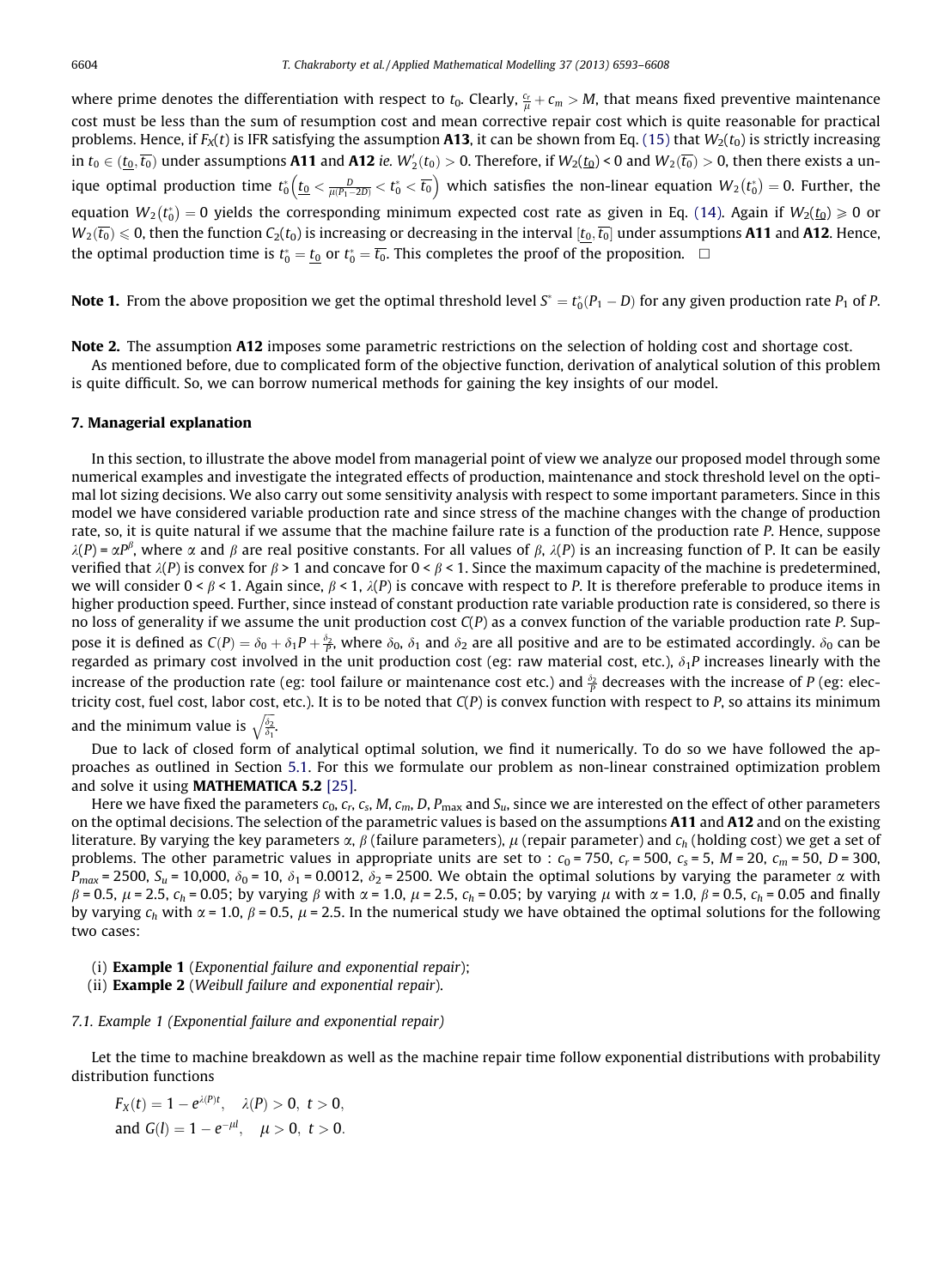where prime denotes the differentiation with respect to $t_0$. Clearly, $\frac{c_r}{\mu} + c_m > M$, that means fixed preventive maintenance cost must be less than the sum of resumption cost and mean corrective repair cost which is quite reasonable for practical problems. Hence, if $F_X(t)$ is IFR satisfying the assumption **A13**, it can be shown from Eq. (15) that $W_2(t_0)$ is strictly increasing in $t_0 \in (\underline{t_0}, \overline{t_0})$ under assumptions **A11** and **A12** *ie.* $W_2'(t_0) > 0$. Therefore, if $W_2(\underline{t_0}) < 0$ and $W_2(\overline{t_0}) > 0$, then there exists a unique optimal production time $t_0^*\left(\underline{t_0} < \frac{D}{\mu(P_1 - 2D)} < t_0^* < \overline{t_0}\right)$ which satisfies the non-linear equation $W_2(t_0^*) = 0$. Further, the equation $W_2(t_0^*) = 0$ yields the corresponding minimum expected cost rate as given in Eq. (14). Again if $W_2(\underline{t_0}) \geqslant 0$ or $W_2(\overline{t_0}) \leqslant 0$, then the function $C_2(t_0)$ is increasing or decreasing in the interval $[\underline{t_0}, \overline{t_0}]$ under assumptions **A11** and **A12**. Hence, the optimal production time is $t_0^* = \underline{t_0}$ or $t_0^* = \overline{t_0}$. This completes the proof of the proposition. □

**Note 1.** From the above proposition we get the optimal threshold level $S^* = t_0^*(P_1 - D)$ for any given production rate $P_1$ of $P$.

**Note 2.** The assumption **A12** imposes some parametric restrictions on the selection of holding cost and shortage cost.

As mentioned before, due to complicated form of the objective function, derivation of analytical solution of this problem is quite difficult. So, we can borrow numerical methods for gaining the key insights of our model.

## 7. Managerial explanation

In this section, to illustrate the above model from managerial point of view we analyze our proposed model through some numerical examples and investigate the integrated effects of production, maintenance and stock threshold level on the optimal lot sizing decisions. We also carry out some sensitivity analysis with respect to some important parameters. Since in this model we have considered variable production rate and since stress of the machine changes with the change of production rate, so, it is quite natural if we assume that the machine failure rate is a function of the production rate $P$. Hence, suppose $\lambda(P) = \alpha P^\beta$, where $\alpha$ and $\beta$ are real positive constants. For all values of $\beta$, $\lambda(P)$ is an increasing function of P. It can be easily verified that $\lambda(P)$ is convex for $\beta > 1$ and concave for $0 < \beta < 1$. Since the maximum capacity of the machine is predetermined, we will consider $0 < \beta < 1$. Again since, $\beta < 1$, $\lambda(P)$ is concave with respect to $P$. It is therefore preferable to produce items in higher production speed. Further, since instead of constant production rate variable production rate is considered, so there is no loss of generality if we assume the unit production cost $C(P)$ as a convex function of the variable production rate $P$. Suppose it is defined as $C(P) = \delta_0 + \delta_1 P + \frac{\delta_2}{P}$, where $\delta_0$, $\delta_1$ and $\delta_2$ are all positive and are to be estimated accordingly. $\delta_0$ can be regarded as primary cost involved in the unit production cost (eg: raw material cost, etc.), $\delta_1 P$ increases linearly with the increase of the production rate (eg: tool failure or maintenance cost etc.) and $\frac{\delta_2}{P}$ decreases with the increase of $P$ (eg: electricity cost, fuel cost, labor cost, etc.). It is to be noted that $C(P)$ is convex function with respect to $P$, so attains its minimum and the minimum value is $\sqrt{\frac{\delta_2}{\delta_1}}$.

Due to lack of closed form of analytical optimal solution, we find it numerically. To do so we have followed the approaches as outlined in Section 5.1. For this we formulate our problem as non-linear constrained optimization problem and solve it using **MATHEMATICA 5.2** [25].

Here we have fixed the parameters $c_0$, $c_r$, $c_s$, $M$, $c_m$, $D$, $P_{\max}$ and $S_u$, since we are interested on the effect of other parameters on the optimal decisions. The selection of the parametric values is based on the assumptions **A11** and **A12** and on the existing literature. By varying the key parameters $\alpha$, $\beta$ (failure parameters), $\mu$ (repair parameter) and $c_h$ (holding cost) we get a set of problems. The other parametric values in appropriate units are set to : $c_0 = 750$, $c_r = 500$, $c_s = 5$, $M = 20$, $c_m = 50$, $D = 300$, $P_{max} = 2500$, $S_u = 10{,}000$, $\delta_0 = 10$, $\delta_1 = 0.0012$, $\delta_2 = 2500$. We obtain the optimal solutions by varying the parameter $\alpha$ with $\beta = 0.5$, $\mu = 2.5$, $c_h = 0.05$; by varying $\beta$ with $\alpha = 1.0$, $\mu = 2.5$, $c_h = 0.05$; by varying $\mu$ with $\alpha = 1.0$, $\beta = 0.5$, $c_h = 0.05$ and finally by varying $c_h$ with $\alpha = 1.0$, $\beta = 0.5$, $\mu = 2.5$. In the numerical study we have obtained the optimal solutions for the following two cases:

(i) **Example 1** (*Exponential failure and exponential repair*);
(ii) **Example 2** (*Weibull failure and exponential repair*).

### 7.1. Example 1 (Exponential failure and exponential repair)

Let the time to machine breakdown as well as the machine repair time follow exponential distributions with probability distribution functions

$$F_X(t) = 1 - e^{\lambda(P)t}, \quad \lambda(P) > 0, \ t > 0,$$
$$\text{and } G(l) = 1 - e^{-\mu l}, \quad \mu > 0, \ t > 0.$$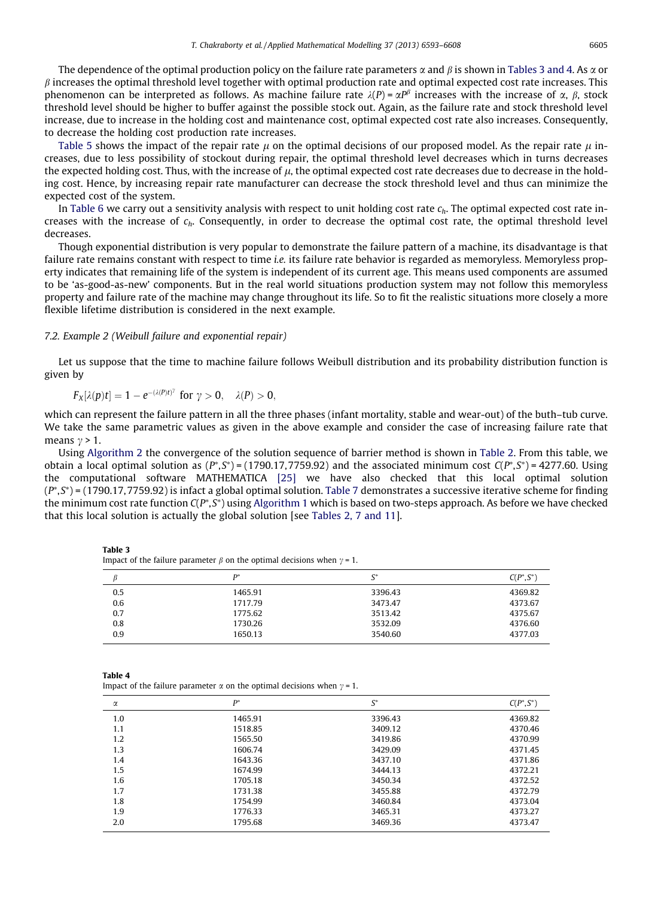The dependence of the optimal production policy on the failure rate parameters $\alpha$ and $\beta$ is shown in Tables 3 and 4. As $\alpha$ or $\beta$ increases the optimal threshold level together with optimal production rate and optimal expected cost rate increases. This phenomenon can be interpreted as follows. As machine failure rate $\lambda(P) = \alpha P^{\beta}$ increases with the increase of $\alpha$, $\beta$, stock threshold level should be higher to buffer against the possible stock out. Again, as the failure rate and stock threshold level increase, due to increase in the holding cost and maintenance cost, optimal expected cost rate also increases. Consequently, to decrease the holding cost production rate increases.

Table 5 shows the impact of the repair rate $\mu$ on the optimal decisions of our proposed model. As the repair rate $\mu$ increases, due to less possibility of stockout during repair, the optimal threshold level decreases which in turns decreases the expected holding cost. Thus, with the increase of $\mu$, the optimal expected cost rate decreases due to decrease in the holding cost. Hence, by increasing repair rate manufacturer can decrease the stock threshold level and thus can minimize the expected cost of the system.

In Table 6 we carry out a sensitivity analysis with respect to unit holding cost rate $c_h$. The optimal expected cost rate increases with the increase of $c_h$. Consequently, in order to decrease the optimal cost rate, the optimal threshold level decreases.

Though exponential distribution is very popular to demonstrate the failure pattern of a machine, its disadvantage is that failure rate remains constant with respect to time *i.e.* its failure rate behavior is regarded as memoryless. Memoryless property indicates that remaining life of the system is independent of its current age. This means used components are assumed to be 'as-good-as-new' components. But in the real world situations production system may not follow this memoryless property and failure rate of the machine may change throughout its life. So to fit the realistic situations more closely a more flexible lifetime distribution is considered in the next example.

### 7.2. Example 2 (Weibull failure and exponential repair)

Let us suppose that the time to machine failure follows Weibull distribution and its probability distribution function is given by

$$F_X[\lambda(p)t] = 1 - e^{-(\lambda(P)t)^{\gamma}} \text{ for } \gamma > 0, \quad \lambda(P) > 0,$$

which can represent the failure pattern in all the three phases (infant mortality, stable and wear-out) of the buth–tub curve. We take the same parametric values as given in the above example and consider the case of increasing failure rate that means $\gamma > 1$.

Using Algorithm 2 the convergence of the solution sequence of barrier method is shown in Table 2. From this table, we obtain a local optimal solution as $(P^*, S^*) = (1790.17, 7759.92)$ and the associated minimum cost $C(P^*, S^*) = 4277.60$. Using the computational software MATHEMATICA [25] we have also checked that this local optimal solution $(P^*, S^*) = (1790.17, 7759.92)$ is infact a global optimal solution. Table 7 demonstrates a successive iterative scheme for finding the minimum cost rate function $C(P^*, S^*)$ using Algorithm 1 which is based on two-steps approach. As before we have checked that this local solution is actually the global solution [see Tables 2, 7 and 11].

**Table 3**
Impact of the failure parameter $\beta$ on the optimal decisions when $\gamma = 1$.

| $\beta$ | $P^*$ | $S^*$ | $C(P^*,S^*)$ |
|---|---|---|---|
| 0.5 | 1465.91 | 3396.43 | 4369.82 |
| 0.6 | 1717.79 | 3473.47 | 4373.67 |
| 0.7 | 1775.62 | 3513.42 | 4375.67 |
| 0.8 | 1730.26 | 3532.09 | 4376.60 |
| 0.9 | 1650.13 | 3540.60 | 4377.03 |

**Table 4**
Impact of the failure parameter $\alpha$ on the optimal decisions when $\gamma = 1$.

| $\alpha$ | $P^*$ | $S^*$ | $C(P^*,S^*)$ |
|---|---|---|---|
| 1.0 | 1465.91 | 3396.43 | 4369.82 |
| 1.1 | 1518.85 | 3409.12 | 4370.46 |
| 1.2 | 1565.50 | 3419.86 | 4370.99 |
| 1.3 | 1606.74 | 3429.09 | 4371.45 |
| 1.4 | 1643.36 | 3437.10 | 4371.86 |
| 1.5 | 1674.99 | 3444.13 | 4372.21 |
| 1.6 | 1705.18 | 3450.34 | 4372.52 |
| 1.7 | 1731.38 | 3455.88 | 4372.79 |
| 1.8 | 1754.99 | 3460.84 | 4373.04 |
| 1.9 | 1776.33 | 3465.31 | 4373.27 |
| 2.0 | 1795.68 | 3469.36 | 4373.47 |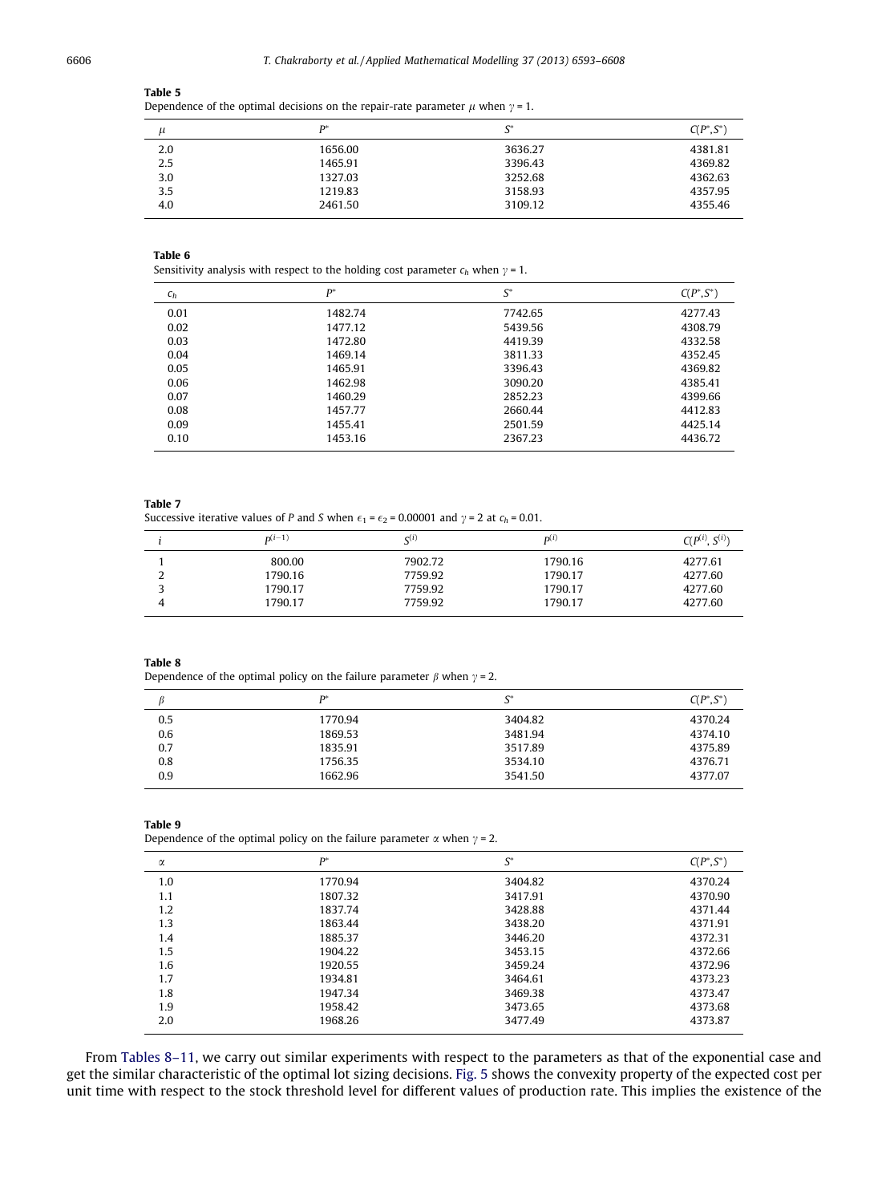**Table 5**
Dependence of the optimal decisions on the repair-rate parameter $\mu$ when $\gamma = 1$.

| $\mu$ | $P^*$ | $S^*$ | $C(P^*, S^*)$ |
|---|---|---|---|
| 2.0 | 1656.00 | 3636.27 | 4381.81 |
| 2.5 | 1465.91 | 3396.43 | 4369.82 |
| 3.0 | 1327.03 | 3252.68 | 4362.63 |
| 3.5 | 1219.83 | 3158.93 | 4357.95 |
| 4.0 | 2461.50 | 3109.12 | 4355.46 |

**Table 6**
Sensitivity analysis with respect to the holding cost parameter $c_h$ when $\gamma = 1$.

| $c_h$ | $P^*$ | $S^*$ | $C(P^*, S^*)$ |
|---|---|---|---|
| 0.01 | 1482.74 | 7742.65 | 4277.43 |
| 0.02 | 1477.12 | 5439.56 | 4308.79 |
| 0.03 | 1472.80 | 4419.39 | 4332.58 |
| 0.04 | 1469.14 | 3811.33 | 4352.45 |
| 0.05 | 1465.91 | 3396.43 | 4369.82 |
| 0.06 | 1462.98 | 3090.20 | 4385.41 |
| 0.07 | 1460.29 | 2852.23 | 4399.66 |
| 0.08 | 1457.77 | 2660.44 | 4412.83 |
| 0.09 | 1455.41 | 2501.59 | 4425.14 |
| 0.10 | 1453.16 | 2367.23 | 4436.72 |

**Table 7**
Successive iterative values of $P$ and $S$ when $\epsilon_1 = \epsilon_2 = 0.00001$ and $\gamma = 2$ at $c_h = 0.01$.

| $i$ | $P^{(i-1)}$ | $S^{(i)}$ | $P^{(i)}$ | $C(P^{(i)}, S^{(i)})$ |
|---|---|---|---|---|
| 1 | 800.00 | 7902.72 | 1790.16 | 4277.61 |
| 2 | 1790.16 | 7759.92 | 1790.17 | 4277.60 |
| 3 | 1790.17 | 7759.92 | 1790.17 | 4277.60 |
| 4 | 1790.17 | 7759.92 | 1790.17 | 4277.60 |

**Table 8**
Dependence of the optimal policy on the failure parameter $\beta$ when $\gamma = 2$.

| $\beta$ | $P^*$ | $S^*$ | $C(P^*, S^*)$ |
|---|---|---|---|
| 0.5 | 1770.94 | 3404.82 | 4370.24 |
| 0.6 | 1869.53 | 3481.94 | 4374.10 |
| 0.7 | 1835.91 | 3517.89 | 4375.89 |
| 0.8 | 1756.35 | 3534.10 | 4376.71 |
| 0.9 | 1662.96 | 3541.50 | 4377.07 |

**Table 9**
Dependence of the optimal policy on the failure parameter $\alpha$ when $\gamma = 2$.

| $\alpha$ | $P^*$ | $S^*$ | $C(P^*, S^*)$ |
|---|---|---|---|
| 1.0 | 1770.94 | 3404.82 | 4370.24 |
| 1.1 | 1807.32 | 3417.91 | 4370.90 |
| 1.2 | 1837.74 | 3428.88 | 4371.44 |
| 1.3 | 1863.44 | 3438.20 | 4371.91 |
| 1.4 | 1885.37 | 3446.20 | 4372.31 |
| 1.5 | 1904.22 | 3453.15 | 4372.66 |
| 1.6 | 1920.55 | 3459.24 | 4372.96 |
| 1.7 | 1934.81 | 3464.61 | 4373.23 |
| 1.8 | 1947.34 | 3469.38 | 4373.47 |
| 1.9 | 1958.42 | 3473.65 | 4373.68 |
| 2.0 | 1968.26 | 3477.49 | 4373.87 |

From Tables 8–11, we carry out similar experiments with respect to the parameters as that of the exponential case and get the similar characteristic of the optimal lot sizing decisions. Fig. 5 shows the convexity property of the expected cost per unit time with respect to the stock threshold level for different values of production rate. This implies the existence of the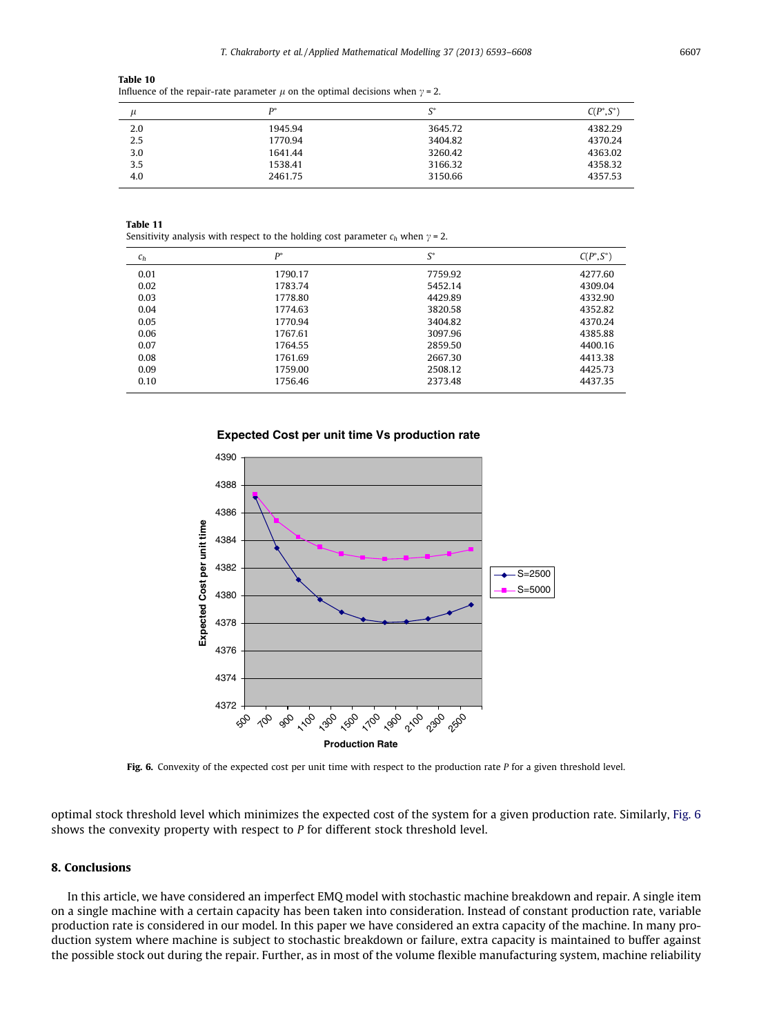**Table 10**
Influence of the repair-rate parameter $\mu$ on the optimal decisions when $\gamma = 2$.

| $\mu$ | $P^*$ | $S^*$ | $C(P^*, S^*)$ |
|---|---|---|---|
| 2.0 | 1945.94 | 3645.72 | 4382.29 |
| 2.5 | 1770.94 | 3404.82 | 4370.24 |
| 3.0 | 1641.44 | 3260.42 | 4363.02 |
| 3.5 | 1538.41 | 3166.32 | 4358.32 |
| 4.0 | 2461.75 | 3150.66 | 4357.53 |

**Table 11**
Sensitivity analysis with respect to the holding cost parameter $c_h$ when $\gamma = 2$.

| $c_h$ | $P^*$ | $S^*$ | $C(P^*, S^*)$ |
|---|---|---|---|
| 0.01 | 1790.17 | 7759.92 | 4277.60 |
| 0.02 | 1783.74 | 5452.14 | 4309.04 |
| 0.03 | 1778.80 | 4429.89 | 4332.90 |
| 0.04 | 1774.63 | 3820.58 | 4352.82 |
| 0.05 | 1770.94 | 3404.82 | 4370.24 |
| 0.06 | 1767.61 | 3097.96 | 4385.88 |
| 0.07 | 1764.55 | 2859.50 | 4400.16 |
| 0.08 | 1761.69 | 2667.30 | 4413.38 |
| 0.09 | 1759.00 | 2508.12 | 4425.73 |
| 0.10 | 1756.46 | 2373.48 | 4437.35 |

**Fig. 6.** Convexity of the expected cost per unit time with respect to the production rate $P$ for a given threshold level.

optimal stock threshold level which minimizes the expected cost of the system for a given production rate. Similarly, Fig. 6 shows the convexity property with respect to $P$ for different stock threshold level.

## 8. Conclusions

In this article, we have considered an imperfect EMQ model with stochastic machine breakdown and repair. A single item on a single machine with a certain capacity has been taken into consideration. Instead of constant production rate, variable production rate is considered in our model. In this paper we have considered an extra capacity of the machine. In many production system where machine is subject to stochastic breakdown or failure, extra capacity is maintained to buffer against the possible stock out during the repair. Further, as in most of the volume flexible manufacturing system, machine reliability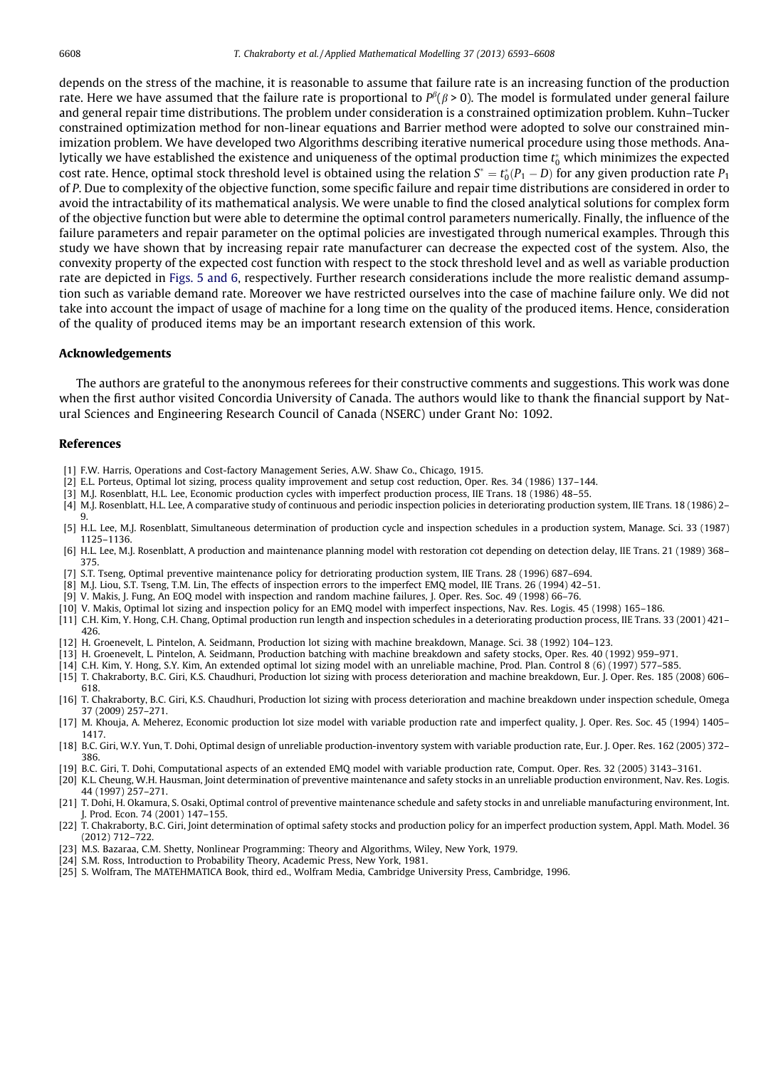depends on the stress of the machine, it is reasonable to assume that failure rate is an increasing function of the production rate. Here we have assumed that the failure rate is proportional to $P^{\beta}(\beta > 0)$. The model is formulated under general failure and general repair time distributions. The problem under consideration is a constrained optimization problem. Kuhn–Tucker constrained optimization method for non-linear equations and Barrier method were adopted to solve our constrained minimization problem. We have developed two Algorithms describing iterative numerical procedure using those methods. Analytically we have established the existence and uniqueness of the optimal production time $t_0^*$ which minimizes the expected cost rate. Hence, optimal stock threshold level is obtained using the relation $S^* = t_0^*(P_1 - D)$ for any given production rate $P_1$ of $P$. Due to complexity of the objective function, some specific failure and repair time distributions are considered in order to avoid the intractability of its mathematical analysis. We were unable to find the closed analytical solutions for complex form of the objective function but were able to determine the optimal control parameters numerically. Finally, the influence of the failure parameters and repair parameter on the optimal policies are investigated through numerical examples. Through this study we have shown that by increasing repair rate manufacturer can decrease the expected cost of the system. Also, the convexity property of the expected cost function with respect to the stock threshold level and as well as variable production rate are depicted in Figs. 5 and 6, respectively. Further research considerations include the more realistic demand assumption such as variable demand rate. Moreover we have restricted ourselves into the case of machine failure only. We did not take into account the impact of usage of machine for a long time on the quality of the produced items. Hence, consideration of the quality of produced items may be an important research extension of this work.

## Acknowledgements

The authors are grateful to the anonymous referees for their constructive comments and suggestions. This work was done when the first author visited Concordia University of Canada. The authors would like to thank the financial support by Natural Sciences and Engineering Research Council of Canada (NSERC) under Grant No: 1092.

## References

[1] F.W. Harris, Operations and Cost-factory Management Series, A.W. Shaw Co., Chicago, 1915.
[2] E.L. Porteus, Optimal lot sizing, process quality improvement and setup cost reduction, Oper. Res. 34 (1986) 137–144.
[3] M.J. Rosenblatt, H.L. Lee, Economic production cycles with imperfect production process, IIE Trans. 18 (1986) 48–55.
[4] M.J. Rosenblatt, H.L. Lee, A comparative study of continuous and periodic inspection policies in deteriorating production system, IIE Trans. 18 (1986) 2–9.
[5] H.L. Lee, M.J. Rosenblatt, Simultaneous determination of production cycle and inspection schedules in a production system, Manage. Sci. 33 (1987) 1125–1136.
[6] H.L. Lee, M.J. Rosenblatt, A production and maintenance planning model with restoration cot depending on detection delay, IIE Trans. 21 (1989) 368–375.
[7] S.T. Tseng, Optimal preventive maintenance policy for detriorating production system, IIE Trans. 28 (1996) 687–694.
[8] M.J. Liou, S.T. Tseng, T.M. Lin, The effects of inspection errors to the imperfect EMQ model, IIE Trans. 26 (1994) 42–51.
[9] V. Makis, J. Fung, An EOQ model with inspection and random machine failures, J. Oper. Res. Soc. 49 (1998) 66–76.
[10] V. Makis, Optimal lot sizing and inspection policy for an EMQ model with imperfect inspections, Nav. Res. Logis. 45 (1998) 165–186.
[11] C.H. Kim, Y. Hong, C.H. Chang, Optimal production run length and inspection schedules in a deteriorating production process, IIE Trans. 33 (2001) 421–426.
[12] H. Groenevelt, L. Pintelon, A. Seidmann, Production lot sizing with machine breakdown, Manage. Sci. 38 (1992) 104–123.
[13] H. Groenevelt, L. Pintelon, A. Seidmann, Production batching with machine breakdown and safety stocks, Oper. Res. 40 (1992) 959–971.
[14] C.H. Kim, Y. Hong, S.Y. Kim, An extended optimal lot sizing model with an unreliable machine, Prod. Plan. Control 8 (6) (1997) 577–585.
[15] T. Chakraborty, B.C. Giri, K.S. Chaudhuri, Production lot sizing with process deterioration and machine breakdown, Eur. J. Oper. Res. 185 (2008) 606–618.
[16] T. Chakraborty, B.C. Giri, K.S. Chaudhuri, Production lot sizing with process deterioration and machine breakdown under inspection schedule, Omega 37 (2009) 257–271.
[17] M. Khouja, A. Meherez, Economic production lot size model with variable production rate and imperfect quality, J. Oper. Res. Soc. 45 (1994) 1405–1417.
[18] B.C. Giri, W.Y. Yun, T. Dohi, Optimal design of unreliable production-inventory system with variable production rate, Eur. J. Oper. Res. 162 (2005) 372–386.
[19] B.C. Giri, T. Dohi, Computational aspects of an extended EMQ model with variable production rate, Comput. Oper. Res. 32 (2005) 3143–3161.
[20] K.L. Cheung, W.H. Hausman, Joint determination of preventive maintenance and safety stocks in an unreliable production environment, Nav. Res. Logis. 44 (1997) 257–271.
[21] T. Dohi, H. Okamura, S. Osaki, Optimal control of preventive maintenance schedule and safety stocks in and unreliable manufacturing environment, Int. J. Prod. Econ. 74 (2001) 147–155.
[22] T. Chakraborty, B.C. Giri, Joint determination of optimal safety stocks and production policy for an imperfect production system, Appl. Math. Model. 36 (2012) 712–722.
[23] M.S. Bazaraa, C.M. Shetty, Nonlinear Programming: Theory and Algorithms, Wiley, New York, 1979.
[24] S.M. Ross, Introduction to Probability Theory, Academic Press, New York, 1981.
[25] S. Wolfram, The MATEHMATICA Book, third ed., Wolfram Media, Cambridge University Press, Cambridge, 1996.